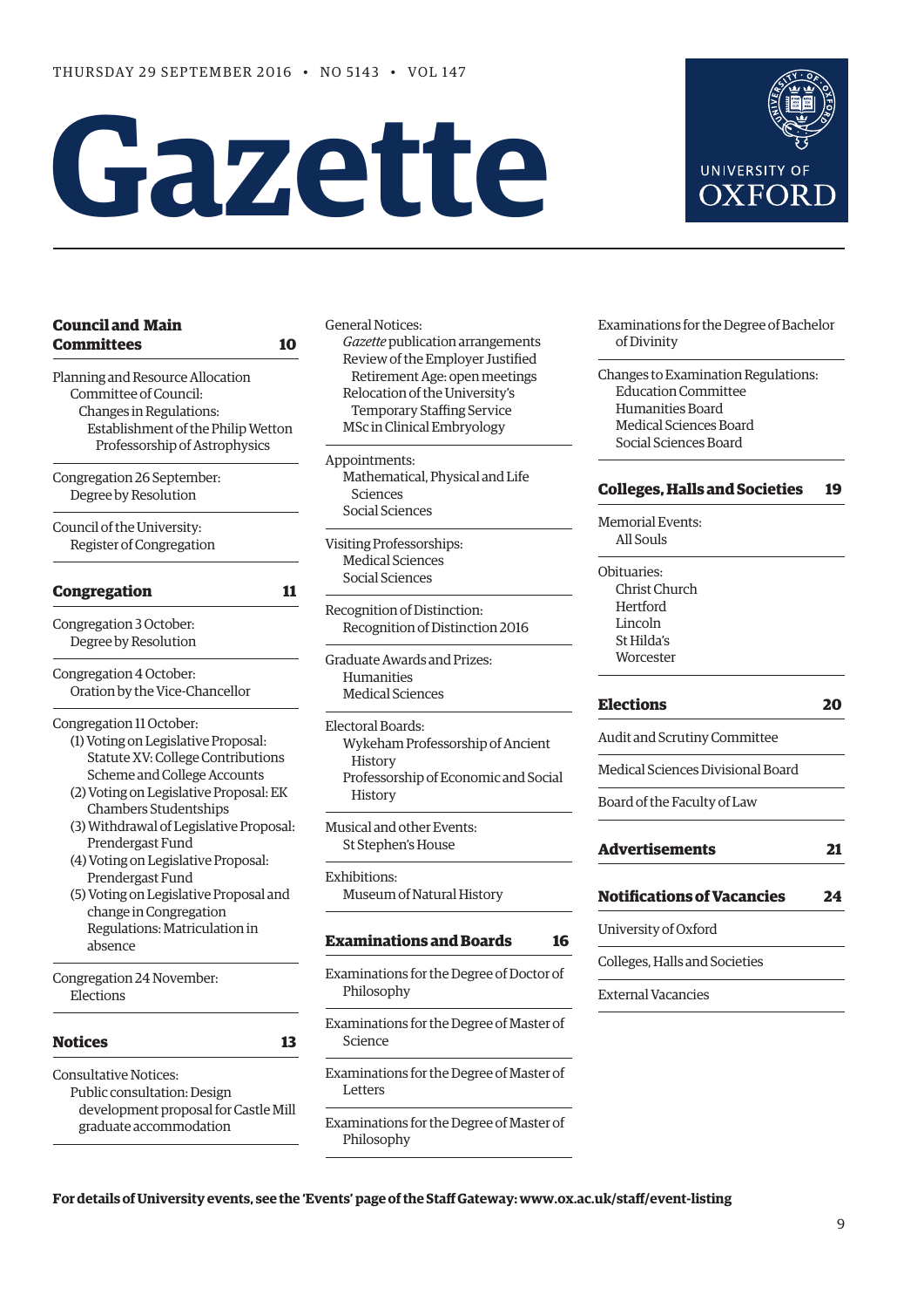THURSDAY 29 SEPTEMBER 2016 • NO 5143 • VOL 147

# Gazette

UNIVERSITY OF OXFORD

## Council and Main Committees 10

Planning and Resource Allocation Committee of Council:
- Changes in Regulations:
  - Establishment of the Philip Wetton Professorship of Astrophysics

Congregation 26 September:
- Degree by Resolution

Council of the University:
- Register of Congregation

## Congregation 11

Congregation 3 October:
- Degree by Resolution

Congregation 4 October:
- Oration by the Vice-Chancellor

Congregation 11 October:
- (1) Voting on Legislative Proposal: Statute XV: College Contributions Scheme and College Accounts
- (2) Voting on Legislative Proposal: EK Chambers Studentships
- (3) Withdrawal of Legislative Proposal: Prendergast Fund
- (4) Voting on Legislative Proposal: Prendergast Fund
- (5) Voting on Legislative Proposal and change in Congregation Regulations: Matriculation in absence

Congregation 24 November:
- Elections

## Notices 13

Consultative Notices:
- Public consultation: Design development proposal for Castle Mill graduate accommodation

General Notices:
- *Gazette* publication arrangements
- Review of the Employer Justified Retirement Age: open meetings
- Relocation of the University's Temporary Staffing Service
- MSc in Clinical Embryology

Appointments:
- Mathematical, Physical and Life Sciences
- Social Sciences

Visiting Professorships:
- Medical Sciences
- Social Sciences

Recognition of Distinction:
- Recognition of Distinction 2016

Graduate Awards and Prizes:
- Humanities
- Medical Sciences

Electoral Boards:
- Wykeham Professorship of Ancient History
- Professorship of Economic and Social History

Musical and other Events:
- St Stephen's House

Exhibitions:
- Museum of Natural History

## Examinations and Boards 16

Examinations for the Degree of Doctor of Philosophy

Examinations for the Degree of Master of Science

Examinations for the Degree of Master of Letters

Examinations for the Degree of Master of Philosophy

Examinations for the Degree of Bachelor of Divinity

Changes to Examination Regulations:
- Education Committee
- Humanities Board
- Medical Sciences Board
- Social Sciences Board

## Colleges, Halls and Societies 19

Memorial Events:
- All Souls

Obituaries:
- Christ Church
- Hertford
- Lincoln
- St Hilda's
- Worcester

## Elections 20

Audit and Scrutiny Committee

Medical Sciences Divisional Board

Board of the Faculty of Law

## Advertisements 21

## Notifications of Vacancies 24

University of Oxford

Colleges, Halls and Societies

External Vacancies

**For details of University events, see the 'Events' page of the Staff Gateway: www.ox.ac.uk/staff/event-listing**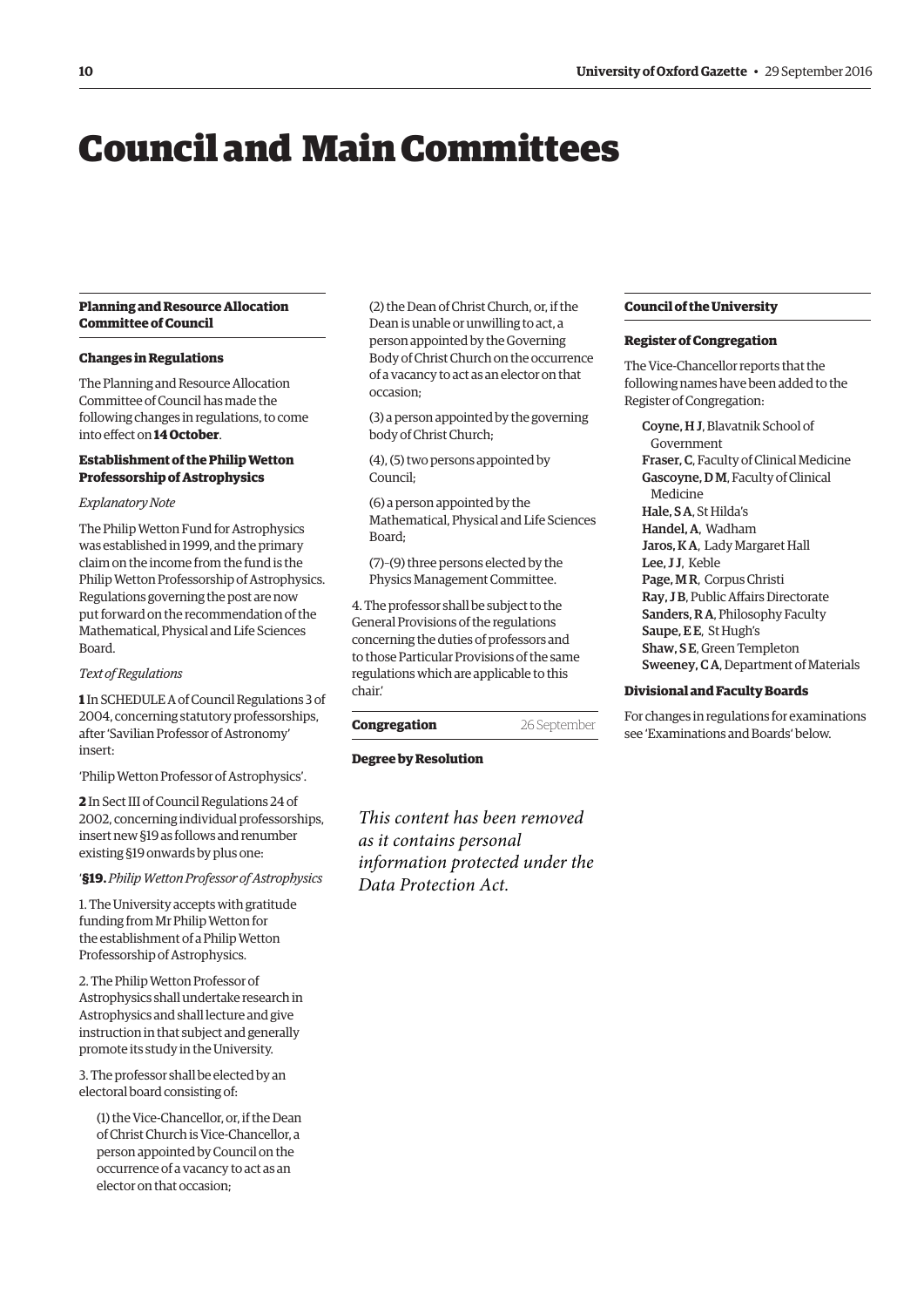# Council and Main Committees

## Planning and Resource Allocation Committee of Council

### Changes in Regulations

The Planning and Resource Allocation Committee of Council has made the following changes in regulations, to come into effect on **14 October**.

#### Establishment of the Philip Wetton Professorship of Astrophysics

*Explanatory Note*

The Philip Wetton Fund for Astrophysics was established in 1999, and the primary claim on the income from the fund is the Philip Wetton Professorship of Astrophysics. Regulations governing the post are now put forward on the recommendation of the Mathematical, Physical and Life Sciences Board.

*Text of Regulations*

**1** In SCHEDULE A of Council Regulations 3 of 2004, concerning statutory professorships, after 'Savilian Professor of Astronomy' insert:

'Philip Wetton Professor of Astrophysics'.

**2** In Sect III of Council Regulations 24 of 2002, concerning individual professorships, insert new §19 as follows and renumber existing §19 onwards by plus one:

'**§19.** *Philip Wetton Professor of Astrophysics*

1. The University accepts with gratitude funding from Mr Philip Wetton for the establishment of a Philip Wetton Professorship of Astrophysics.

2. The Philip Wetton Professor of Astrophysics shall undertake research in Astrophysics and shall lecture and give instruction in that subject and generally promote its study in the University.

3. The professor shall be elected by an electoral board consisting of:

(1) the Vice-Chancellor, or, if the Dean of Christ Church is Vice-Chancellor, a person appointed by Council on the occurrence of a vacancy to act as an elector on that occasion;

(2) the Dean of Christ Church, or, if the Dean is unable or unwilling to act, a person appointed by the Governing Body of Christ Church on the occurrence of a vacancy to act as an elector on that occasion;

(3) a person appointed by the governing body of Christ Church;

(4), (5) two persons appointed by Council;

(6) a person appointed by the Mathematical, Physical and Life Sciences Board;

(7)–(9) three persons elected by the Physics Management Committee.

4. The professor shall be subject to the General Provisions of the regulations concerning the duties of professors and to those Particular Provisions of the same regulations which are applicable to this chair.'

## Congregation

26 September

### Degree by Resolution

*This content has been removed as it contains personal information protected under the Data Protection Act.*

## Council of the University

### Register of Congregation

The Vice-Chancellor reports that the following names have been added to the Register of Congregation:

Coyne, H J, Blavatnik School of Government
Fraser, C, Faculty of Clinical Medicine
Gascoyne, D M, Faculty of Clinical Medicine
Hale, S A, St Hilda's
Handel, A, Wadham
Jaros, K A, Lady Margaret Hall
Lee, J J, Keble
Page, M R, Corpus Christi
Ray, J B, Public Affairs Directorate
Sanders, R A, Philosophy Faculty
Saupe, E E, St Hugh's
Shaw, S E, Green Templeton
Sweeney, C A, Department of Materials

### Divisional and Faculty Boards

For changes in regulations for examinations see 'Examinations and Boards' below.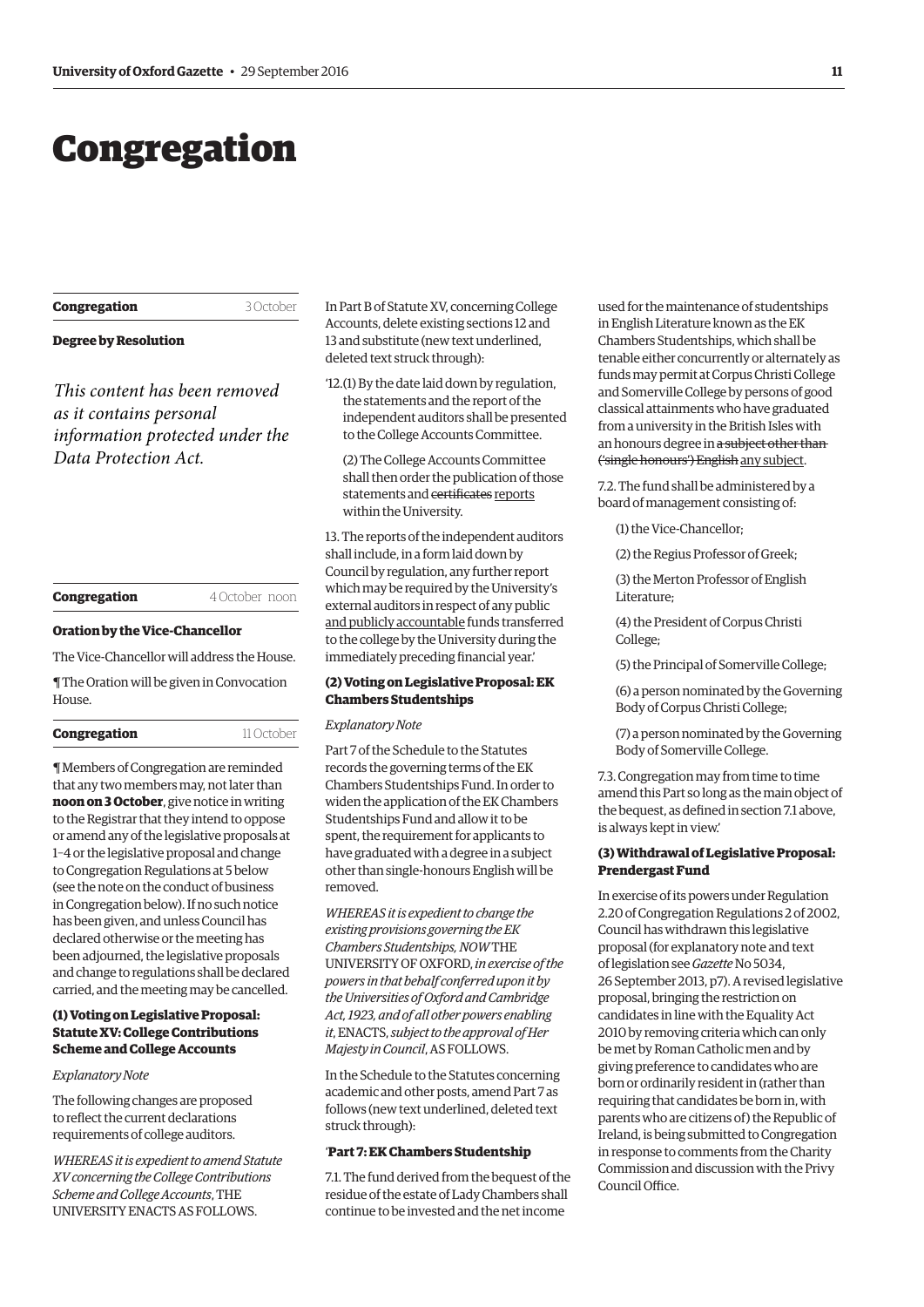# Congregation

**Congregation** 3 October

**Degree by Resolution**

*This content has been removed as it contains personal information protected under the Data Protection Act.*

**Congregation** 4 October noon

**Oration by the Vice-Chancellor**

The Vice-Chancellor will address the House.

¶ The Oration will be given in Convocation House.

**Congregation** 11 October

¶ Members of Congregation are reminded that any two members may, not later than **noon on 3 October**, give notice in writing to the Registrar that they intend to oppose or amend any of the legislative proposals at 1–4 or the legislative proposal and change to Congregation Regulations at 5 below (see the note on the conduct of business in Congregation below). If no such notice has been given, and unless Council has declared otherwise or the meeting has been adjourned, the legislative proposals and change to regulations shall be declared carried, and the meeting may be cancelled.

### (1) Voting on Legislative Proposal: Statute XV: College Contributions Scheme and College Accounts

*Explanatory Note*

The following changes are proposed to reflect the current declarations requirements of college auditors.

*WHEREAS it is expedient to amend Statute XV concerning the College Contributions Scheme and College Accounts*, THE UNIVERSITY ENACTS AS FOLLOWS.

In Part B of Statute XV, concerning College Accounts, delete existing sections 12 and 13 and substitute (new text underlined, deleted text struck through):

'12.(1) By the date laid down by regulation, the statements and the report of the independent auditors shall be presented to the College Accounts Committee.

(2) The College Accounts Committee shall then order the publication of those statements and ~~certificates~~ <u>reports</u> within the University.

13. The reports of the independent auditors shall include, in a form laid down by Council by regulation, any further report which may be required by the University's external auditors in respect of any public <u>and publicly accountable</u> funds transferred to the college by the University during the immediately preceding financial year.'

### (2) Voting on Legislative Proposal: EK Chambers Studentships

*Explanatory Note*

Part 7 of the Schedule to the Statutes records the governing terms of the EK Chambers Studentships Fund. In order to widen the application of the EK Chambers Studentships Fund and allow it to be spent, the requirement for applicants to have graduated with a degree in a subject other than single-honours English will be removed.

*WHEREAS it is expedient to change the existing provisions governing the EK Chambers Studentships, NOW* THE UNIVERSITY OF OXFORD, *in exercise of the powers in that behalf conferred upon it by the Universities of Oxford and Cambridge Act, 1923, and of all other powers enabling it*, ENACTS, *subject to the approval of Her Majesty in Council*, AS FOLLOWS.

In the Schedule to the Statutes concerning academic and other posts, amend Part 7 as follows (new text underlined, deleted text struck through):

'**Part 7: EK Chambers Studentship**

7.1. The fund derived from the bequest of the residue of the estate of Lady Chambers shall continue to be invested and the net income used for the maintenance of studentships in English Literature known as the EK Chambers Studentships, which shall be tenable either concurrently or alternately as funds may permit at Corpus Christi College and Somerville College by persons of good classical attainments who have graduated from a university in the British Isles with an honours degree in ~~a subject other than ('single honours') English~~ <u>any subject</u>.

7.2. The fund shall be administered by a board of management consisting of:

(1) the Vice-Chancellor;

(2) the Regius Professor of Greek;

(3) the Merton Professor of English Literature;

(4) the President of Corpus Christi College;

(5) the Principal of Somerville College;

(6) a person nominated by the Governing Body of Corpus Christi College;

(7) a person nominated by the Governing Body of Somerville College.

7.3. Congregation may from time to time amend this Part so long as the main object of the bequest, as defined in section 7.1 above, is always kept in view.'

### (3) Withdrawal of Legislative Proposal: Prendergast Fund

In exercise of its powers under Regulation 2.20 of Congregation Regulations 2 of 2002, Council has withdrawn this legislative proposal (for explanatory note and text of legislation see *Gazette* No 5034, 26 September 2013, p7). A revised legislative proposal, bringing the restriction on candidates in line with the Equality Act 2010 by removing criteria which can only be met by Roman Catholic men and by giving preference to candidates who are born or ordinarily resident in (rather than requiring that candidates be born in, with parents who are citizens of) the Republic of Ireland, is being submitted to Congregation in response to comments from the Charity Commission and discussion with the Privy Council Office.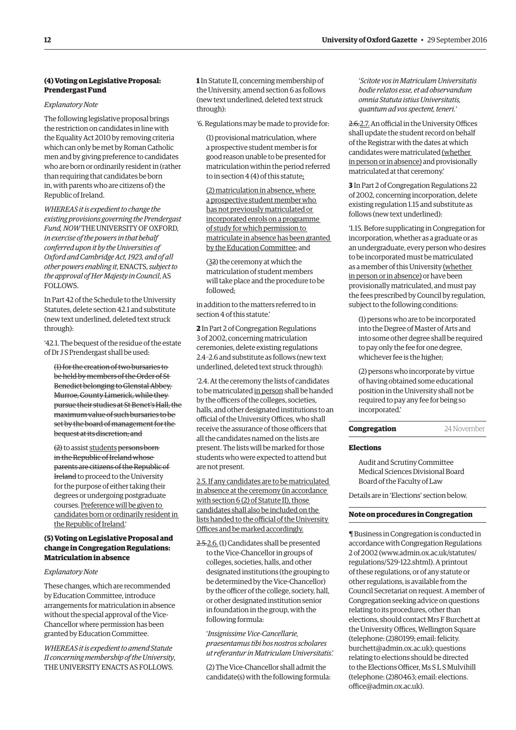### (4) Voting on Legislative Proposal: Prendergast Fund

*Explanatory Note*

The following legislative proposal brings the restriction on candidates in line with the Equality Act 2010 by removing criteria which can only be met by Roman Catholic men and by giving preference to candidates who are born or ordinarily resident in (rather than requiring that candidates be born in, with parents who are citizens of) the Republic of Ireland.

*WHEREAS it is expedient to change the existing provisions governing the Prendergast Fund, NOW* THE UNIVERSITY OF OXFORD, *in exercise of the powers in that behalf conferred upon it by the Universities of Oxford and Cambridge Act, 1923, and of all other powers enabling it*, ENACTS, *subject to the approval of Her Majesty in Council*, AS FOLLOWS.

In Part 42 of the Schedule to the University Statutes, delete section 42.1 and substitute (new text underlined, deleted text struck through):

'42.1. The bequest of the residue of the estate of Dr J S Prendergast shall be used:

~~(1) for the creation of two bursaries to be held by members of the Order of St Benedict belonging to Glenstal Abbey, Murroe, County Limerick, while they pursue their studies at St Benet's Hall, the maximum value of such bursaries to be set by the board of management for the bequest at its discretion; and~~

~~(2)~~ to assist <u>students</u> ~~persons born in the Republic of Ireland whose parents are citizens of the Republic of Ireland~~ to proceed to the University for the purpose of either taking their degrees or undergoing postgraduate courses. <u>Preference will be given to candidates born or ordinarily resident in the Republic of Ireland.</u>'

### (5) Voting on Legislative Proposal and change in Congregation Regulations: Matriculation in absence

*Explanatory Note*

These changes, which are recommended by Education Committee, introduce arrangements for matriculation in absence without the special approval of the Vice-Chancellor where permission has been granted by Education Committee.

*WHEREAS it is expedient to amend Statute II concerning membership of the University*, THE UNIVERSITY ENACTS AS FOLLOWS.

**1** In Statute II, concerning membership of the University, amend section 6 as follows (new text underlined, deleted text struck through):

'6. Regulations may be made to provide for:

(1) provisional matriculation, where a prospective student member is for good reason unable to be presented for matriculation within the period referred to in section 4 (4) of this statute<u>;</u>

<u>(2) matriculation in absence, where a prospective student member who has not previously matriculated or incorporated enrols on a programme of study for which permission to matriculate in absence has been granted by the Education Committee</u>; and

(<u>3</u>~~2~~) the ceremony at which the matriculation of student members will take place and the procedure to be followed;

in addition to the matters referred to in section 4 of this statute.'

**2** In Part 2 of Congregation Regulations 3 of 2002, concerning matriculation ceremonies, delete existing regulations 2.4–2.6 and substitute as follows (new text underlined, deleted text struck through):

'2.4. At the ceremony the lists of candidates to be matriculated <u>in person</u> shall be handed by the officers of the colleges, societies, halls, and other designated institutions to an official of the University Offices, who shall receive the assurance of those officers that all the candidates named on the lists are present. The lists will be marked for those students who were expected to attend but are not present.

<u>2.5. If any candidates are to be matriculated in absence at the ceremony (in accordance with section 6 (2) of Statute II), those candidates shall also be included on the lists handed to the official of the University Offices and be marked accordingly.</u>

~~2.5.~~<u>2.6.</u> (1) Candidates shall be presented to the Vice-Chancellor in groups of colleges, societies, halls, and other designated institutions (the grouping to be determined by the Vice-Chancellor) by the officer of the college, society, hall, or other designated institution senior in foundation in the group, with the following formula:

'*Insignissime Vice-Cancellarie, praesentamus tibi hos nostros scholares ut referantur in Matriculam Universitatis*.'

(2) The Vice-Chancellor shall admit the candidate(s) with the following formula:

'*Scitote vos in Matriculam Universitatis hodie relatos esse, et ad observandum omnia Statuta istius Universitatis, quantum ad vos spectent, teneri.*'

~~2.6.~~<u>2.7.</u> An official in the University Offices shall update the student record on behalf of the Registrar with the dates at which candidates were matriculated <u>(whether in person or in absence)</u> and provisionally matriculated at that ceremony.'

**3** In Part 2 of Congregation Regulations 22 of 2002, concerning incorporation, delete existing regulation 1.15 and substitute as follows (new text underlined):

'1.15. Before supplicating in Congregation for incorporation, whether as a graduate or as an undergraduate, every person who desires to be incorporated must be matriculated as a member of this University <u>(whether in person or in absence)</u> or have been provisionally matriculated, and must pay the fees prescribed by Council by regulation, subject to the following conditions:

(1) persons who are to be incorporated into the Degree of Master of Arts and into some other degree shall be required to pay only the fee for one degree, whichever fee is the higher;

(2) persons who incorporate by virtue of having obtained some educational position in the University shall not be required to pay any fee for being so incorporated.'

## Congregation — 24 November

### Elections

Audit and Scrutiny Committee
Medical Sciences Divisional Board
Board of the Faculty of Law

Details are in 'Elections' section below.

### Note on procedures in Congregation

¶ Business in Congregation is conducted in accordance with Congregation Regulations 2 of 2002 (www.admin.ox.ac.uk/statutes/regulations/529-122.shtml). A printout of these regulations, or of any statute or other regulations, is available from the Council Secretariat on request. A member of Congregation seeking advice on questions relating to its procedures, other than elections, should contact Mrs F Burchett at the University Offices, Wellington Square (telephone: (2)80199; email: felicity.burchett@admin.ox.ac.uk); questions relating to elections should be directed to the Elections Officer, Ms S L S Mulvihill (telephone: (2)80463; email: elections.office@admin.ox.ac.uk).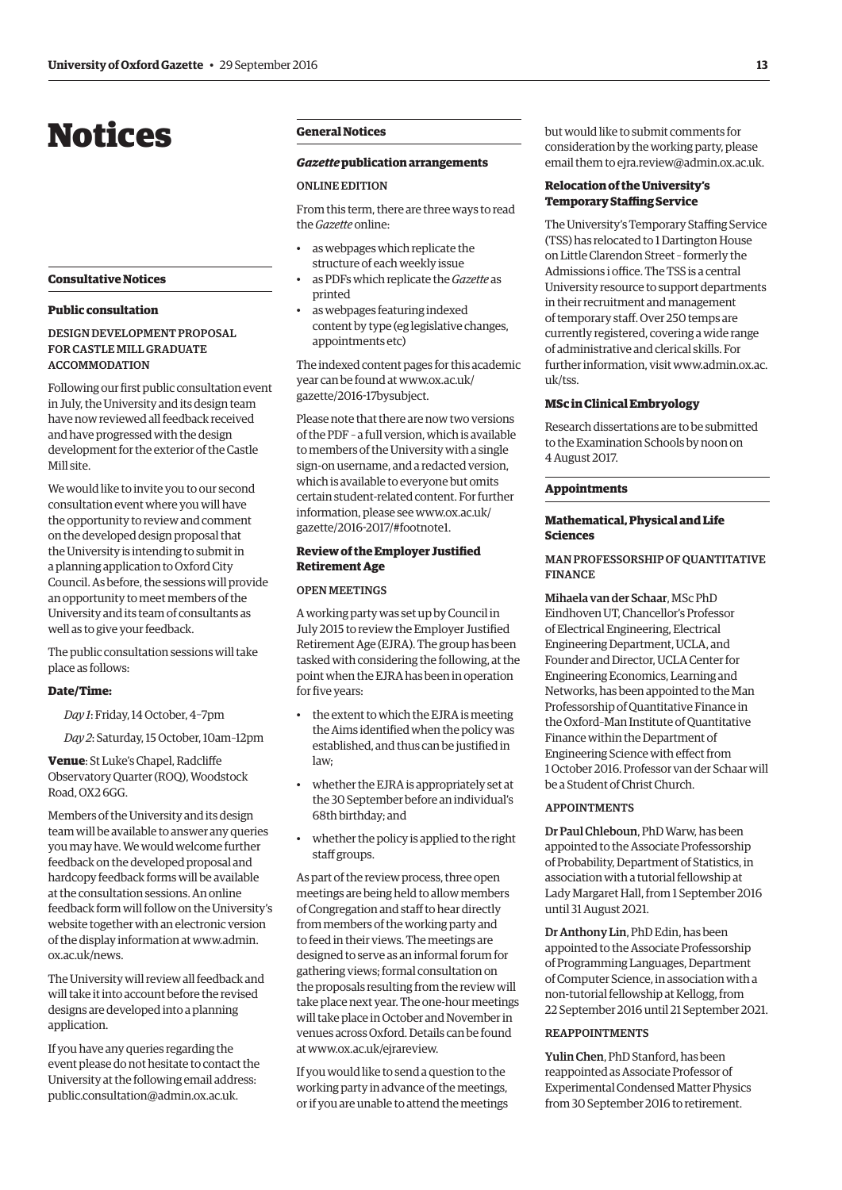# Notices

## Consultative Notices

### Public consultation

#### DESIGN DEVELOPMENT PROPOSAL FOR CASTLE MILL GRADUATE ACCOMMODATION

Following our first public consultation event in July, the University and its design team have now reviewed all feedback received and have progressed with the design development for the exterior of the Castle Mill site.

We would like to invite you to our second consultation event where you will have the opportunity to review and comment on the developed design proposal that the University is intending to submit in a planning application to Oxford City Council. As before, the sessions will provide an opportunity to meet members of the University and its team of consultants as well as to give your feedback.

The public consultation sessions will take place as follows:

**Date/Time:**

*Day 1*: Friday, 14 October, 4–7pm

*Day 2*: Saturday, 15 October, 10am–12pm

**Venue**: St Luke's Chapel, Radcliffe Observatory Quarter (ROQ), Woodstock Road, OX2 6GG.

Members of the University and its design team will be available to answer any queries you may have. We would welcome further feedback on the developed proposal and hardcopy feedback forms will be available at the consultation sessions. An online feedback form will follow on the University's website together with an electronic version of the display information at www.admin.ox.ac.uk/news.

The University will review all feedback and will take it into account before the revised designs are developed into a planning application.

If you have any queries regarding the event please do not hesitate to contact the University at the following email address: public.consultation@admin.ox.ac.uk.

## General Notices

### *Gazette* publication arrangements

#### ONLINE EDITION

From this term, there are three ways to read the *Gazette* online:

- as webpages which replicate the structure of each weekly issue
- as PDFs which replicate the *Gazette* as printed
- as webpages featuring indexed content by type (eg legislative changes, appointments etc)

The indexed content pages for this academic year can be found at www.ox.ac.uk/gazette/2016-17bysubject.

Please note that there are now two versions of the PDF – a full version, which is available to members of the University with a single sign-on username, and a redacted version, which is available to everyone but omits certain student-related content. For further information, please see www.ox.ac.uk/gazette/2016-2017/#footnote1.

### Review of the Employer Justified Retirement Age

#### OPEN MEETINGS

A working party was set up by Council in July 2015 to review the Employer Justified Retirement Age (EJRA). The group has been tasked with considering the following, at the point when the EJRA has been in operation for five years:

- the extent to which the EJRA is meeting the Aims identified when the policy was established, and thus can be justified in law;
- whether the EJRA is appropriately set at the 30 September before an individual's 68th birthday; and
- whether the policy is applied to the right staff groups.

As part of the review process, three open meetings are being held to allow members of Congregation and staff to hear directly from members of the working party and to feed in their views. The meetings are designed to serve as an informal forum for gathering views; formal consultation on the proposals resulting from the review will take place next year. The one-hour meetings will take place in October and November in venues across Oxford. Details can be found at www.ox.ac.uk/ejrareview.

If you would like to send a question to the working party in advance of the meetings, or if you are unable to attend the meetings but would like to submit comments for consideration by the working party, please email them to ejra.review@admin.ox.ac.uk.

### Relocation of the University's Temporary Staffing Service

The University's Temporary Staffing Service (TSS) has relocated to 1 Dartington House on Little Clarendon Street – formerly the Admissions i office. The TSS is a central University resource to support departments in their recruitment and management of temporary staff. Over 250 temps are currently registered, covering a wide range of administrative and clerical skills. For further information, visit www.admin.ox.ac.uk/tss.

### MSc in Clinical Embryology

Research dissertations are to be submitted to the Examination Schools by noon on 4 August 2017.

## Appointments

### Mathematical, Physical and Life Sciences

#### MAN PROFESSORSHIP OF QUANTITATIVE FINANCE

Mihaela van der Schaar, MSc PhD Eindhoven UT, Chancellor's Professor of Electrical Engineering, Electrical Engineering Department, UCLA, and Founder and Director, UCLA Center for Engineering Economics, Learning and Networks, has been appointed to the Man Professorship of Quantitative Finance in the Oxford–Man Institute of Quantitative Finance within the Department of Engineering Science with effect from 1 October 2016. Professor van der Schaar will be a Student of Christ Church.

#### APPOINTMENTS

Dr Paul Chleboun, PhD Warw, has been appointed to the Associate Professorship of Probability, Department of Statistics, in association with a tutorial fellowship at Lady Margaret Hall, from 1 September 2016 until 31 August 2021.

Dr Anthony Lin, PhD Edin, has been appointed to the Associate Professorship of Programming Languages, Department of Computer Science, in association with a non-tutorial fellowship at Kellogg, from 22 September 2016 until 21 September 2021.

#### REAPPOINTMENTS

Yulin Chen, PhD Stanford, has been reappointed as Associate Professor of Experimental Condensed Matter Physics from 30 September 2016 to retirement.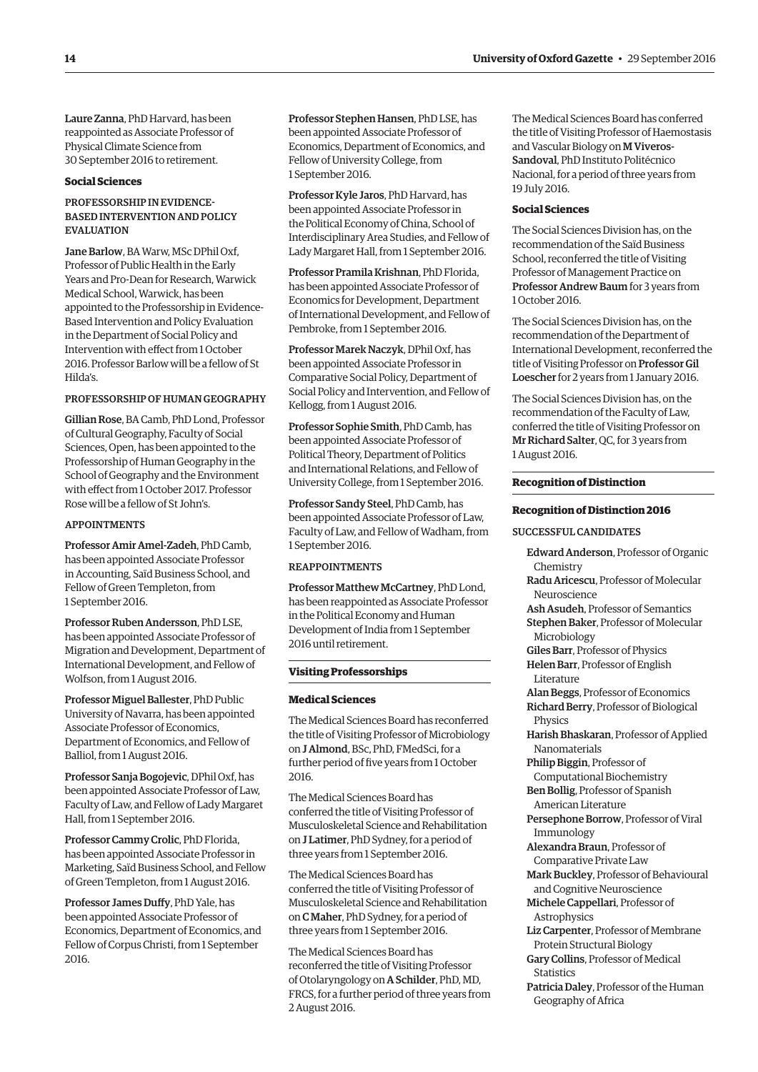**Laure Zanna**, PhD Harvard, has been reappointed as Associate Professor of Physical Climate Science from 30 September 2016 to retirement.

### Social Sciences

#### PROFESSORSHIP IN EVIDENCE-BASED INTERVENTION AND POLICY EVALUATION

**Jane Barlow**, BA Warw, MSc DPhil Oxf, Professor of Public Health in the Early Years and Pro-Dean for Research, Warwick Medical School, Warwick, has been appointed to the Professorship in Evidence-Based Intervention and Policy Evaluation in the Department of Social Policy and Intervention with effect from 1 October 2016. Professor Barlow will be a fellow of St Hilda's.

#### PROFESSORSHIP OF HUMAN GEOGRAPHY

**Gillian Rose**, BA Camb, PhD Lond, Professor of Cultural Geography, Faculty of Social Sciences, Open, has been appointed to the Professorship of Human Geography in the School of Geography and the Environment with effect from 1 October 2017. Professor Rose will be a fellow of St John's.

#### APPOINTMENTS

**Professor Amir Amel-Zadeh**, PhD Camb, has been appointed Associate Professor in Accounting, Saïd Business School, and Fellow of Green Templeton, from 1 September 2016.

**Professor Ruben Andersson**, PhD LSE, has been appointed Associate Professor of Migration and Development, Department of International Development, and Fellow of Wolfson, from 1 August 2016.

**Professor Miguel Ballester**, PhD Public University of Navarra, has been appointed Associate Professor of Economics, Department of Economics, and Fellow of Balliol, from 1 August 2016.

**Professor Sanja Bogojevic**, DPhil Oxf, has been appointed Associate Professor of Law, Faculty of Law, and Fellow of Lady Margaret Hall, from 1 September 2016.

**Professor Cammy Crolic**, PhD Florida, has been appointed Associate Professor in Marketing, Saïd Business School, and Fellow of Green Templeton, from 1 August 2016.

**Professor James Duffy**, PhD Yale, has been appointed Associate Professor of Economics, Department of Economics, and Fellow of Corpus Christi, from 1 September 2016.

**Professor Stephen Hansen**, PhD LSE, has been appointed Associate Professor of Economics, Department of Economics, and Fellow of University College, from 1 September 2016.

**Professor Kyle Jaros**, PhD Harvard, has been appointed Associate Professor in the Political Economy of China, School of Interdisciplinary Area Studies, and Fellow of Lady Margaret Hall, from 1 September 2016.

**Professor Pramila Krishnan**, PhD Florida, has been appointed Associate Professor of Economics for Development, Department of International Development, and Fellow of Pembroke, from 1 September 2016.

**Professor Marek Naczyk**, DPhil Oxf, has been appointed Associate Professor in Comparative Social Policy, Department of Social Policy and Intervention, and Fellow of Kellogg, from 1 August 2016.

**Professor Sophie Smith**, PhD Camb, has been appointed Associate Professor of Political Theory, Department of Politics and International Relations, and Fellow of University College, from 1 September 2016.

**Professor Sandy Steel**, PhD Camb, has been appointed Associate Professor of Law, Faculty of Law, and Fellow of Wadham, from 1 September 2016.

#### REAPPOINTMENTS

**Professor Matthew McCartney**, PhD Lond, has been reappointed as Associate Professor in the Political Economy and Human Development of India from 1 September 2016 until retirement.

## Visiting Professorships

### Medical Sciences

The Medical Sciences Board has reconferred the title of Visiting Professor of Microbiology on **J Almond**, BSc, PhD, FMedSci, for a further period of five years from 1 October 2016.

The Medical Sciences Board has conferred the title of Visiting Professor of Musculoskeletal Science and Rehabilitation on **J Latimer**, PhD Sydney, for a period of three years from 1 September 2016.

The Medical Sciences Board has conferred the title of Visiting Professor of Musculoskeletal Science and Rehabilitation on **C Maher**, PhD Sydney, for a period of three years from 1 September 2016.

The Medical Sciences Board has reconferred the title of Visiting Professor of Otolaryngology on **A Schilder**, PhD, MD, FRCS, for a further period of three years from 2 August 2016.

The Medical Sciences Board has conferred the title of Visiting Professor of Haemostasis and Vascular Biology on **M Viveros-Sandoval**, PhD Instituto Politécnico Nacional, for a period of three years from 19 July 2016.

### Social Sciences

The Social Sciences Division has, on the recommendation of the Saïd Business School, reconferred the title of Visiting Professor of Management Practice on **Professor Andrew Baum** for 3 years from 1 October 2016.

The Social Sciences Division has, on the recommendation of the Department of International Development, reconferred the title of Visiting Professor on **Professor Gil Loescher** for 2 years from 1 January 2016.

The Social Sciences Division has, on the recommendation of the Faculty of Law, conferred the title of Visiting Professor on **Mr Richard Salter**, QC, for 3 years from 1 August 2016.

## Recognition of Distinction

### Recognition of Distinction 2016

#### SUCCESSFUL CANDIDATES

**Edward Anderson**, Professor of Organic Chemistry
**Radu Aricescu**, Professor of Molecular Neuroscience
**Ash Asudeh**, Professor of Semantics
**Stephen Baker**, Professor of Molecular Microbiology
**Giles Barr**, Professor of Physics
**Helen Barr**, Professor of English Literature
**Alan Beggs**, Professor of Economics
**Richard Berry**, Professor of Biological Physics
**Harish Bhaskaran**, Professor of Applied Nanomaterials
**Philip Biggin**, Professor of Computational Biochemistry
**Ben Bollig**, Professor of Spanish American Literature
**Persephone Borrow**, Professor of Viral Immunology
**Alexandra Braun**, Professor of Comparative Private Law
**Mark Buckley**, Professor of Behavioural and Cognitive Neuroscience
**Michele Cappellari**, Professor of Astrophysics
**Liz Carpenter**, Professor of Membrane Protein Structural Biology
**Gary Collins**, Professor of Medical Statistics
**Patricia Daley**, Professor of the Human Geography of Africa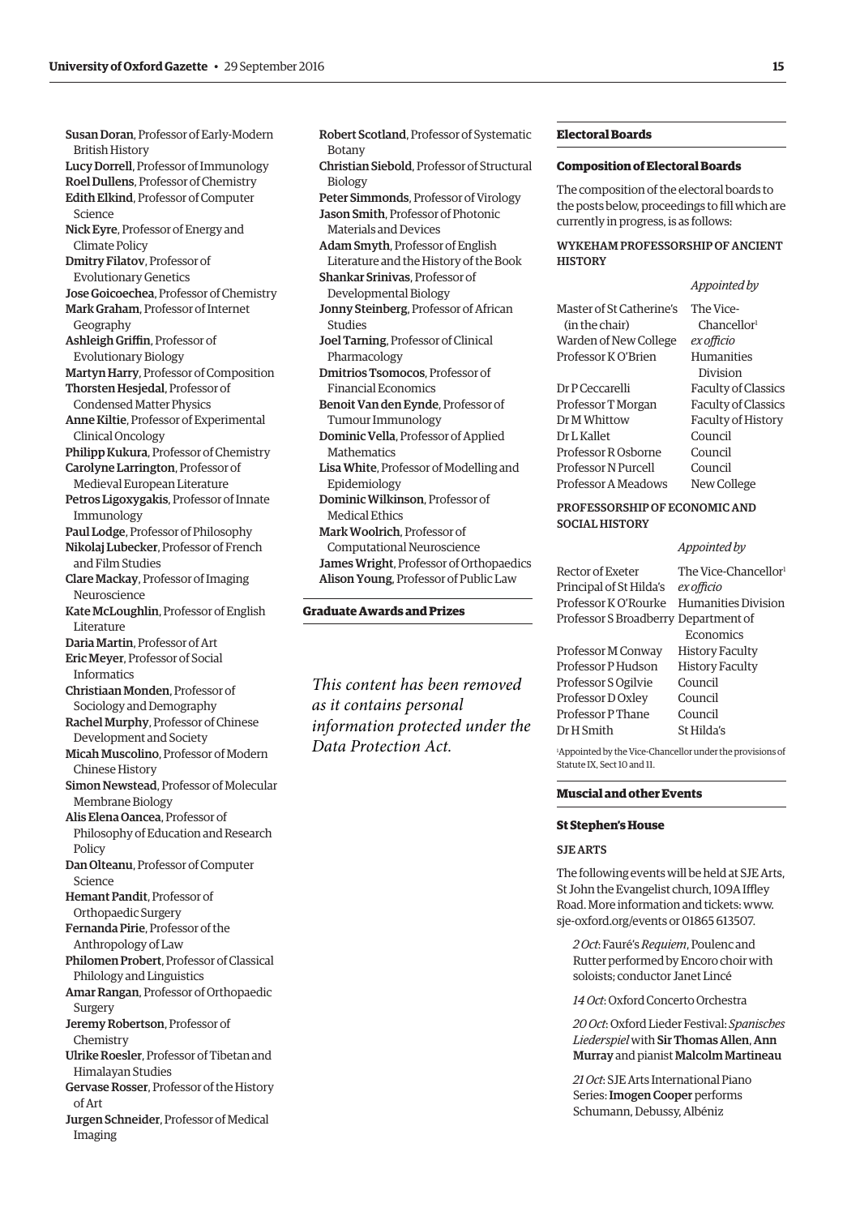**Susan Doran**, Professor of Early-Modern British History
**Lucy Dorrell**, Professor of Immunology
**Roel Dullens**, Professor of Chemistry
**Edith Elkind**, Professor of Computer Science
**Nick Eyre**, Professor of Energy and Climate Policy
**Dmitry Filatov**, Professor of Evolutionary Genetics
**Jose Goicoechea**, Professor of Chemistry
**Mark Graham**, Professor of Internet Geography
**Ashleigh Griffin**, Professor of Evolutionary Biology
**Martyn Harry**, Professor of Composition
**Thorsten Hesjedal**, Professor of Condensed Matter Physics
**Anne Kiltie**, Professor of Experimental Clinical Oncology
**Philipp Kukura**, Professor of Chemistry
**Carolyne Larrington**, Professor of Medieval European Literature
**Petros Ligoxygakis**, Professor of Innate Immunology
**Paul Lodge**, Professor of Philosophy
**Nikolaj Lubecker**, Professor of French and Film Studies
**Clare Mackay**, Professor of Imaging Neuroscience
**Kate McLoughlin**, Professor of English Literature
**Daria Martin**, Professor of Art
**Eric Meyer**, Professor of Social Informatics
**Christiaan Monden**, Professor of Sociology and Demography
**Rachel Murphy**, Professor of Chinese Development and Society
**Micah Muscolino**, Professor of Modern Chinese History
**Simon Newstead**, Professor of Molecular Membrane Biology
**Alis Elena Oancea**, Professor of Philosophy of Education and Research Policy
**Dan Olteanu**, Professor of Computer Science
**Hemant Pandit**, Professor of Orthopaedic Surgery
**Fernanda Pirie**, Professor of the Anthropology of Law
**Philomen Probert**, Professor of Classical Philology and Linguistics
**Amar Rangan**, Professor of Orthopaedic Surgery
**Jeremy Robertson**, Professor of Chemistry
**Ulrike Roesler**, Professor of Tibetan and Himalayan Studies
**Gervase Rosser**, Professor of the History of Art
**Jurgen Schneider**, Professor of Medical Imaging
**Robert Scotland**, Professor of Systematic Botany
**Christian Siebold**, Professor of Structural Biology
**Peter Simmonds**, Professor of Virology
**Jason Smith**, Professor of Photonic Materials and Devices
**Adam Smyth**, Professor of English Literature and the History of the Book
**Shankar Srinivas**, Professor of Developmental Biology
**Jonny Steinberg**, Professor of African Studies
**Joel Tarning**, Professor of Clinical Pharmacology
**Dmitrios Tsomocos**, Professor of Financial Economics
**Benoit Van den Eynde**, Professor of Tumour Immunology
**Dominic Vella**, Professor of Applied Mathematics
**Lisa White**, Professor of Modelling and Epidemiology
**Dominic Wilkinson**, Professor of Medical Ethics
**Mark Woolrich**, Professor of Computational Neuroscience
**James Wright**, Professor of Orthopaedics
**Alison Young**, Professor of Public Law

## Graduate Awards and Prizes

*This content has been removed as it contains personal information protected under the Data Protection Act.*

## Electoral Boards

### Composition of Electoral Boards

The composition of the electoral boards to the posts below, proceedings to fill which are currently in progress, is as follows:

#### WYKEHAM PROFESSORSHIP OF ANCIENT HISTORY

| | *Appointed by* |
|---|---|
| Master of St Catherine's (in the chair) | The Vice-Chancellor[1] |
| Warden of New College | *ex officio* |
| Professor K O'Brien | Humanities Division |
| Dr P Ceccarelli | Faculty of Classics |
| Professor T Morgan | Faculty of Classics |
| Dr M Whittow | Faculty of History |
| Dr L Kallet | Council |
| Professor R Osborne | Council |
| Professor N Purcell | Council |
| Professor A Meadows | New College |

#### PROFESSORSHIP OF ECONOMIC AND SOCIAL HISTORY

| | *Appointed by* |
|---|---|
| Rector of Exeter | The Vice-Chancellor[1] |
| Principal of St Hilda's | *ex officio* |
| Professor K O'Rourke | Humanities Division |
| Professor S Broadberry | Department of Economics |
| Professor M Conway | History Faculty |
| Professor P Hudson | History Faculty |
| Professor S Ogilvie | Council |
| Professor D Oxley | Council |
| Professor P Thane | Council |
| Dr H Smith | St Hilda's |

[1]Appointed by the Vice-Chancellor under the provisions of Statute IX, Sect 10 and 11.

## Muscial and other Events

### St Stephen's House

#### SJE ARTS

The following events will be held at SJE Arts, St John the Evangelist church, 109A Iffley Road. More information and tickets: www.sje-oxford.org/events or 01865 613507.

*2 Oct*: Fauré's *Requiem*, Poulenc and Rutter performed by Encoro choir with soloists; conductor Janet Lincé

*14 Oct*: Oxford Concerto Orchestra

*20 Oct*: Oxford Lieder Festival: *Spanisches Liederspiel* with **Sir Thomas Allen**, **Ann Murray** and pianist **Malcolm Martineau**

*21 Oct*: SJE Arts International Piano Series: **Imogen Cooper** performs Schumann, Debussy, Albéniz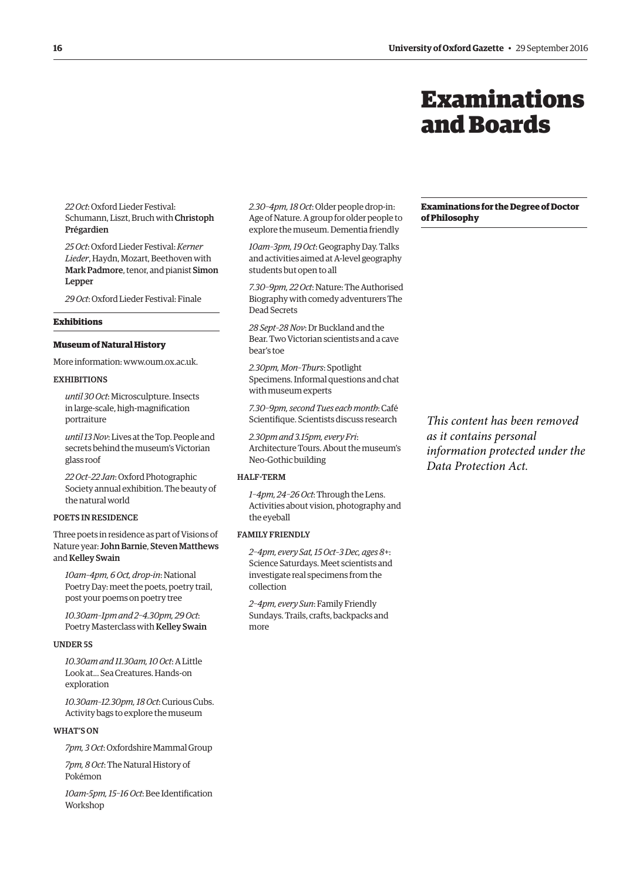*22 Oct*: Oxford Lieder Festival: Schumann, Liszt, Bruch with **Christoph Prégardien**

*25 Oct*: Oxford Lieder Festival: *Kerner Lieder*, Haydn, Mozart, Beethoven with **Mark Padmore**, tenor, and pianist **Simon Lepper**

*29 Oct*: Oxford Lieder Festival: Finale

**Exhibitions**

**Museum of Natural History**

More information: www.oum.ox.ac.uk.

EXHIBITIONS

*until 30 Oct*: Microsculpture. Insects in large-scale, high-magnification portraiture

*until 13 Nov*: Lives at the Top. People and secrets behind the museum's Victorian glass roof

*22 Oct–22 Jan*: Oxford Photographic Society annual exhibition. The beauty of the natural world

POETS IN RESIDENCE

Three poets in residence as part of Visions of Nature year: **John Barnie**, **Steven Matthews** and **Kelley Swain**

*10am–4pm, 6 Oct, drop-in*: National Poetry Day: meet the poets, poetry trail, post your poems on poetry tree

*10.30am–1pm and 2–4.30pm, 29 Oct*: Poetry Masterclass with **Kelley Swain**

UNDER 5S

*10.30am and 11.30am, 10 Oct*: A Little Look at… Sea Creatures. Hands-on exploration

*10.30am–12.30pm, 18 Oct*: Curious Cubs. Activity bags to explore the museum

WHAT'S ON

*7pm, 3 Oct*: Oxfordshire Mammal Group

*7pm, 8 Oct*: The Natural History of Pokémon

*10am-5pm, 15–16 Oct*: Bee Identification Workshop

*2.30–4pm, 18 Oct*: Older people drop-in: Age of Nature. A group for older people to explore the museum. Dementia friendly

*10am–3pm, 19 Oct*: Geography Day. Talks and activities aimed at A-level geography students but open to all

*7.30–9pm, 22 Oct*: Nature: The Authorised Biography with comedy adventurers The Dead Secrets

*28 Sept–28 Nov*: Dr Buckland and the Bear. Two Victorian scientists and a cave bear's toe

*2.30pm, Mon–Thurs*: Spotlight Specimens. Informal questions and chat with museum experts

*7.30–9pm, second Tues each month*: Café Scientifique. Scientists discuss research

*2.30pm and 3.15pm, every Fri*: Architecture Tours. About the museum's Neo-Gothic building

HALF-TERM

*1–4pm, 24–26 Oct*: Through the Lens. Activities about vision, photography and the eyeball

FAMILY FRIENDLY

*2–4pm, every Sat, 15 Oct–3 Dec, ages 8+*: Science Saturdays. Meet scientists and investigate real specimens from the collection

*2–4pm, every Sun*: Family Friendly Sundays. Trails, crafts, backpacks and more

# Examinations and Boards

**Examinations for the Degree of Doctor of Philosophy**

*This content has been removed as it contains personal information protected under the Data Protection Act.*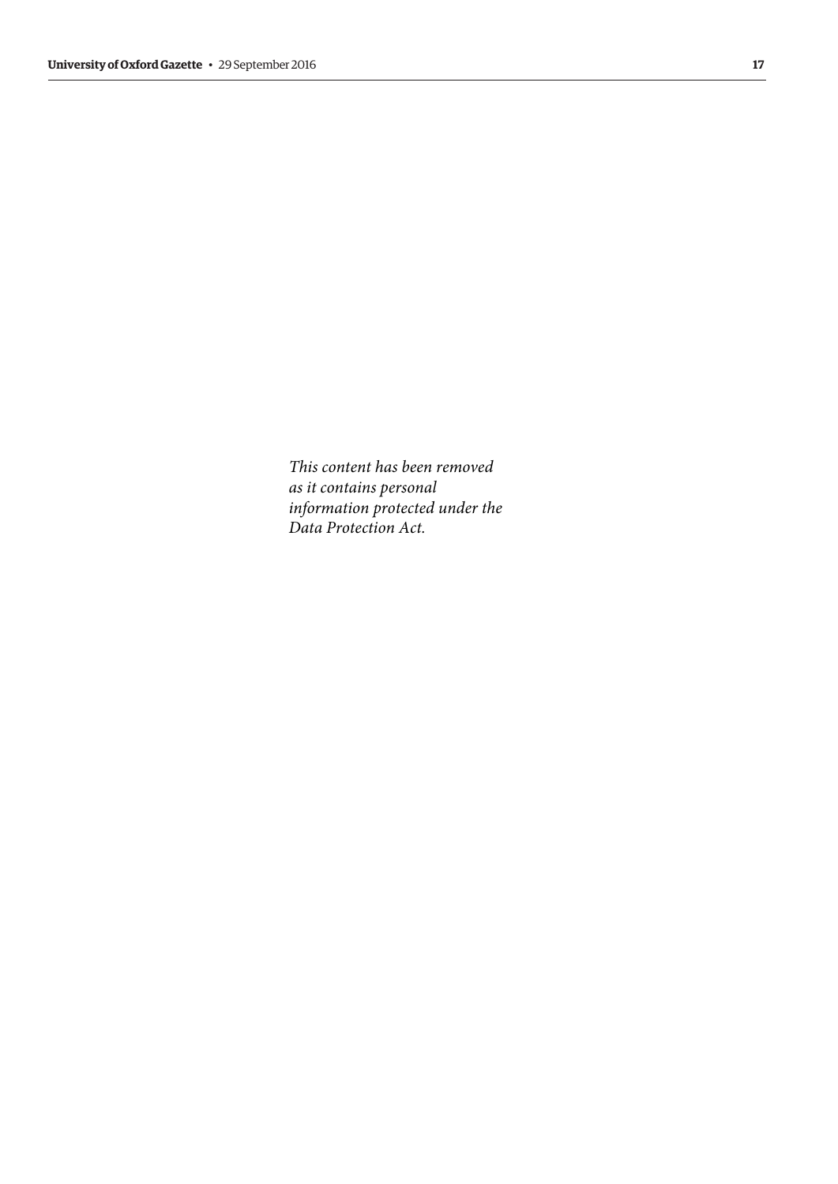*This content has been removed as it contains personal information protected under the Data Protection Act.*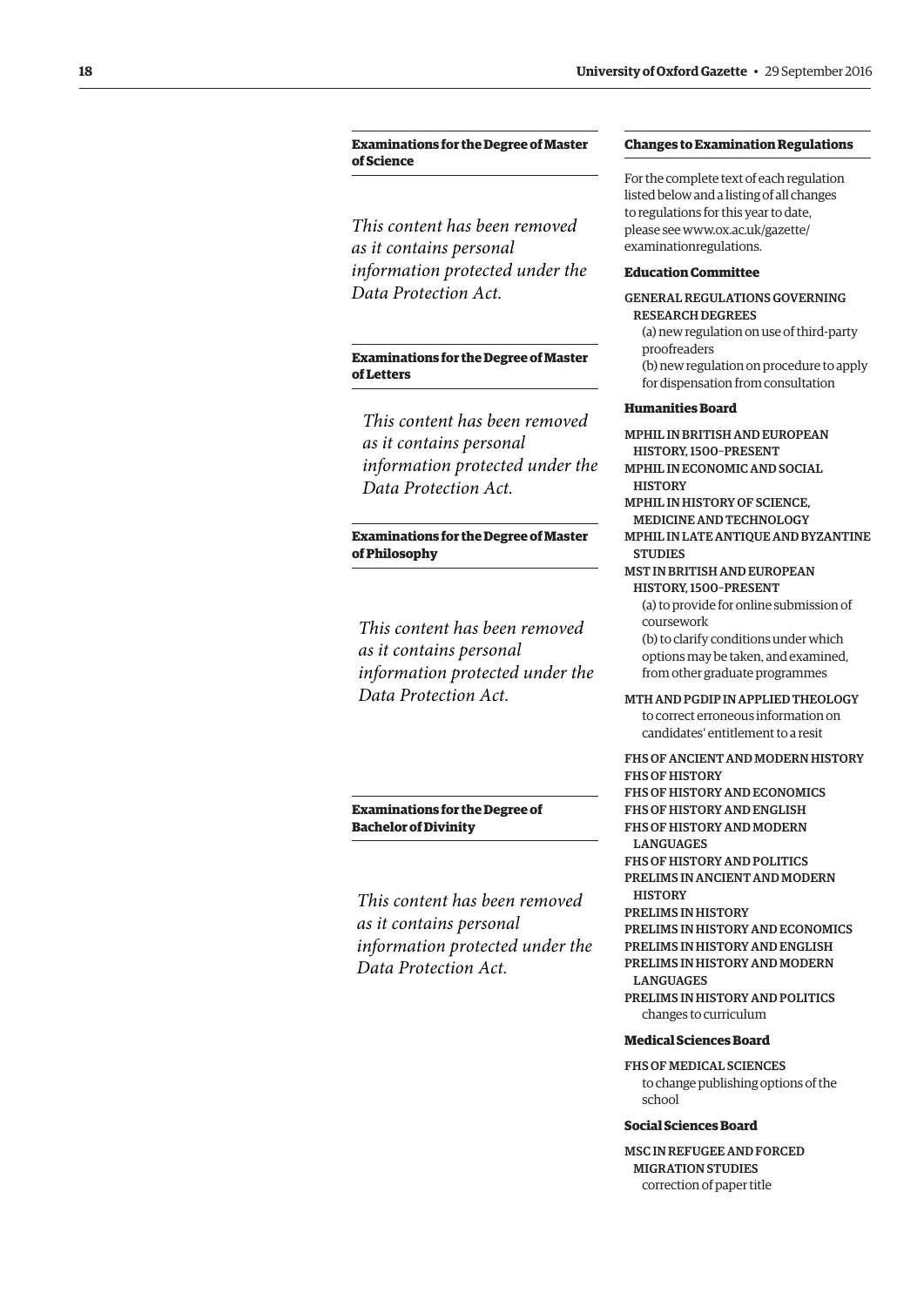## Examinations for the Degree of Master of Science

*This content has been removed as it contains personal information protected under the Data Protection Act.*

## Examinations for the Degree of Master of Letters

*This content has been removed as it contains personal information protected under the Data Protection Act.*

## Examinations for the Degree of Master of Philosophy

*This content has been removed as it contains personal information protected under the Data Protection Act.*

## Examinations for the Degree of Bachelor of Divinity

*This content has been removed as it contains personal information protected under the Data Protection Act.*

## Changes to Examination Regulations

For the complete text of each regulation listed below and a listing of all changes to regulations for this year to date, please see www.ox.ac.uk/gazette/examinationregulations.

### Education Committee

GENERAL REGULATIONS GOVERNING RESEARCH DEGREES

(a) new regulation on use of third-party proofreaders

(b) new regulation on procedure to apply for dispensation from consultation

### Humanities Board

MPHIL IN BRITISH AND EUROPEAN HISTORY, 1500–PRESENT

MPHIL IN ECONOMIC AND SOCIAL HISTORY

MPHIL IN HISTORY OF SCIENCE, MEDICINE AND TECHNOLOGY

MPHIL IN LATE ANTIQUE AND BYZANTINE STUDIES

MST IN BRITISH AND EUROPEAN HISTORY, 1500–PRESENT

(a) to provide for online submission of coursework

(b) to clarify conditions under which options may be taken, and examined, from other graduate programmes

MTH AND PGDIP IN APPLIED THEOLOGY

to correct erroneous information on candidates' entitlement to a resit

FHS OF ANCIENT AND MODERN HISTORY

FHS OF HISTORY

FHS OF HISTORY AND ECONOMICS

FHS OF HISTORY AND ENGLISH

FHS OF HISTORY AND MODERN LANGUAGES

FHS OF HISTORY AND POLITICS

PRELIMS IN ANCIENT AND MODERN HISTORY

PRELIMS IN HISTORY

PRELIMS IN HISTORY AND ECONOMICS

PRELIMS IN HISTORY AND ENGLISH

PRELIMS IN HISTORY AND MODERN LANGUAGES

PRELIMS IN HISTORY AND POLITICS

changes to curriculum

### Medical Sciences Board

FHS OF MEDICAL SCIENCES

to change publishing options of the school

### Social Sciences Board

MSC IN REFUGEE AND FORCED MIGRATION STUDIES

correction of paper title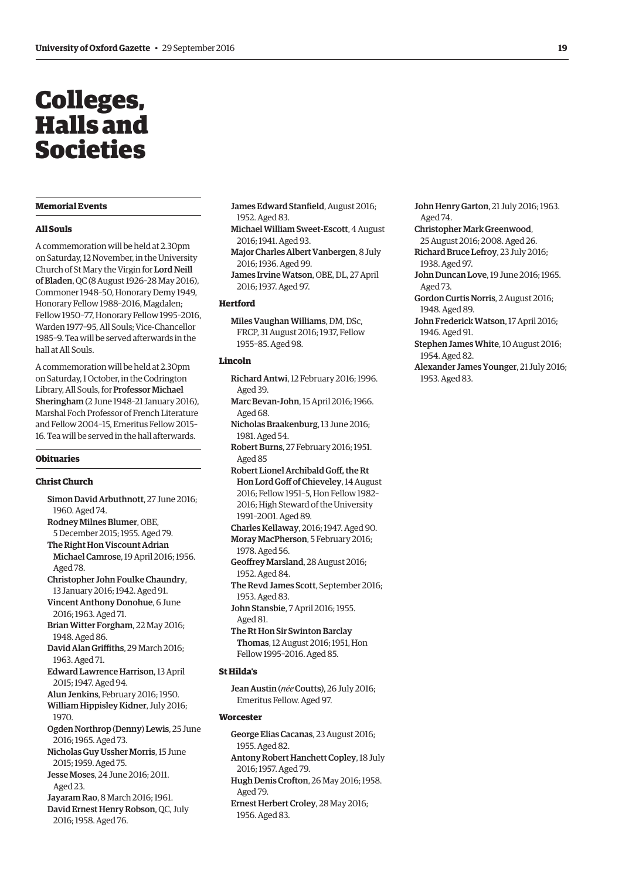# Colleges, Halls and Societies

## Memorial Events

### All Souls

A commemoration will be held at 2.30pm on Saturday, 12 November, in the University Church of St Mary the Virgin for **Lord Neill of Bladen**, QC (8 August 1926–28 May 2016), Commoner 1948–50, Honorary Demy 1949, Honorary Fellow 1988–2016, Magdalen; Fellow 1950–77, Honorary Fellow 1995–2016, Warden 1977–95, All Souls; Vice-Chancellor 1985–9. Tea will be served afterwards in the hall at All Souls.

A commemoration will be held at 2.30pm on Saturday, 1 October, in the Codrington Library, All Souls, for **Professor Michael Sheringham** (2 June 1948–21 January 2016), Marshal Foch Professor of French Literature and Fellow 2004–15, Emeritus Fellow 2015–16. Tea will be served in the hall afterwards.

## Obituaries

### Christ Church

**Simon David Arbuthnott**, 27 June 2016; 1960. Aged 74.

**Rodney Milnes Blumer**, OBE, 5 December 2015; 1955. Aged 79.

**The Right Hon Viscount Adrian Michael Camrose**, 19 April 2016; 1956. Aged 78.

**Christopher John Foulke Chaundry**, 13 January 2016; 1942. Aged 91.

**Vincent Anthony Donohue**, 6 June 2016; 1963. Aged 71.

**Brian Witter Forgham**, 22 May 2016; 1948. Aged 86.

**David Alan Griffiths**, 29 March 2016; 1963. Aged 71.

**Edward Lawrence Harrison**, 13 April 2015; 1947. Aged 94.

**Alun Jenkins**, February 2016; 1950.

**William Hippisley Kidner**, July 2016; 1970.

**Ogden Northrop (Denny) Lewis**, 25 June 2016; 1965. Aged 73.

**Nicholas Guy Ussher Morris**, 15 June 2015; 1959. Aged 75.

**Jesse Moses**, 24 June 2016; 2011. Aged 23.

**Jayaram Rao**, 8 March 2016; 1961.

**David Ernest Henry Robson**, QC, July 2016; 1958. Aged 76.

**James Edward Stanfield**, August 2016; 1952. Aged 83.

**Michael William Sweet-Escott**, 4 August 2016; 1941. Aged 93.

**Major Charles Albert Vanbergen**, 8 July 2016; 1936. Aged 99.

**James Irvine Watson**, OBE, DL, 27 April 2016; 1937. Aged 97.

### Hertford

**Miles Vaughan Williams**, DM, DSc, FRCP, 31 August 2016; 1937, Fellow 1955–85. Aged 98.

### Lincoln

**Richard Antwi**, 12 February 2016; 1996. Aged 39.

**Marc Bevan-John**, 15 April 2016; 1966. Aged 68.

**Nicholas Braakenburg**, 13 June 2016; 1981. Aged 54.

**Robert Burns**, 27 February 2016; 1951. Aged 85

**Robert Lionel Archibald Goff, the Rt Hon Lord Goff of Chieveley**, 14 August 2016; Fellow 1951–5, Hon Fellow 1982–2016; High Steward of the University 1991–2001. Aged 89.

**Charles Kellaway**, 2016; 1947. Aged 90.

**Moray MacPherson**, 5 February 2016; 1978. Aged 56.

**Geoffrey Marsland**, 28 August 2016; 1952. Aged 84.

**The Revd James Scott**, September 2016; 1953. Aged 83.

**John Stansbie**, 7 April 2016; 1955. Aged 81.

**The Rt Hon Sir Swinton Barclay Thomas**, 12 August 2016; 1951, Hon Fellow 1995–2016. Aged 85.

### St Hilda's

**Jean Austin** (*née* **Coutts**), 26 July 2016; Emeritus Fellow. Aged 97.

### Worcester

**George Elias Cacanas**, 23 August 2016; 1955. Aged 82.

**Antony Robert Hanchett Copley**, 18 July 2016; 1957. Aged 79.

**Hugh Denis Crofton**, 26 May 2016; 1958. Aged 79.

**Ernest Herbert Croley**, 28 May 2016; 1956. Aged 83.

**John Henry Garton**, 21 July 2016; 1963. Aged 74.

**Christopher Mark Greenwood**, 25 August 2016; 2008. Aged 26.

**Richard Bruce Lefroy**, 23 July 2016; 1938. Aged 97.

**John Duncan Love**, 19 June 2016; 1965. Aged 73.

**Gordon Curtis Norris**, 2 August 2016; 1948. Aged 89.

**John Frederick Watson**, 17 April 2016; 1946. Aged 91.

**Stephen James White**, 10 August 2016; 1954. Aged 82.

**Alexander James Younger**, 21 July 2016; 1953. Aged 83.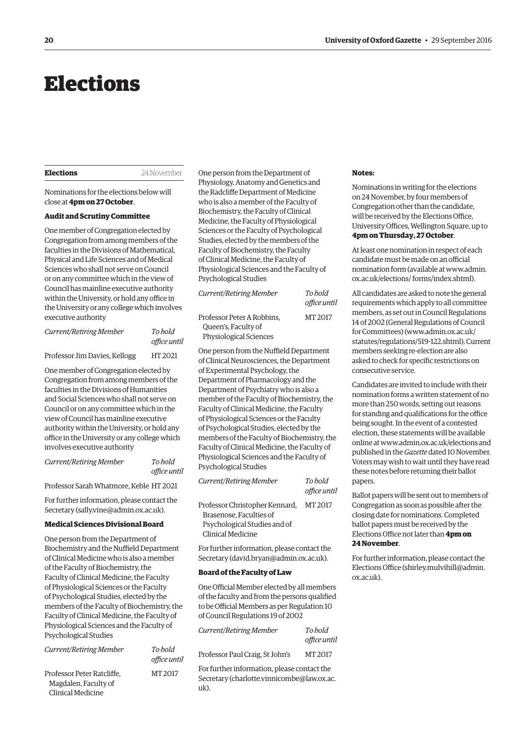# Elections

**Elections** 24 November

Nominations for the elections below will close at **4pm on 27 October**.

### Audit and Scrutiny Committee

One member of Congregation elected by Congregation from among members of the faculties in the Divisions of Mathematical, Physical and Life Sciences and of Medical Sciences who shall not serve on Council or on any committee which in the view of Council has mainline executive authority within the University, or hold any office in the University or any college which involves executive authority

| *Current/Retiring Member* | *To hold office until* |
|---|---|
| Professor Jim Davies, Kellogg | HT 2021 |

One member of Congregation elected by Congregation from among members of the faculties in the Divisions of Humanities and Social Sciences who shall not serve on Council or on any committee which in the view of Council has mainline executive authority within the University, or hold any office in the University or any college which involves executive authority

| *Current/Retiring Member* | *To hold office until* |
|---|---|
| Professor Sarah Whatmore, Keble | HT 2021 |

For further information, please contact the Secretary (sally.vine@admin.ox.ac.uk).

### Medical Sciences Divisional Board

One person from the Department of Biochemistry and the Nuffield Department of Clinical Medicine who is also a member of the Faculty of Biochemistry, the Faculty of Clinical Medicine, the Faculty of Physiological Sciences or the Faculty of Psychological Studies, elected by the members of the Faculty of Biochemistry, the Faculty of Clinical Medicine, the Faculty of Physiological Sciences and the Faculty of Psychological Studies

| *Current/Retiring Member* | *To hold office until* |
|---|---|
| Professor Peter Ratcliffe, Magdalen, Faculty of Clinical Medicine | MT 2017 |

One person from the Department of Physiology, Anatomy and Genetics and the Radcliffe Department of Medicine who is also a member of the Faculty of Biochemistry, the Faculty of Clinical Medicine, the Faculty of Physiological Sciences or the Faculty of Psychological Studies, elected by the members of the Faculty of Biochemistry, the Faculty of Clinical Medicine, the Faculty of Physiological Sciences and the Faculty of Psychological Studies

| *Current/Retiring Member* | *To hold office until* |
|---|---|
| Professor Peter A Robbins, Queen's, Faculty of Physiological Sciences | MT 2017 |

One person from the Nuffield Department of Clinical Neurosciences, the Department of Experimental Psychology, the Department of Pharmacology and the Department of Psychiatry who is also a member of the Faculty of Biochemistry, the Faculty of Clinical Medicine, the Faculty of Physiological Sciences or the Faculty of Psychological Studies, elected by the members of the Faculty of Biochemistry, the Faculty of Clinical Medicine, the Faculty of Physiological Sciences and the Faculty of Psychological Studies

| *Current/Retiring Member* | *To hold office until* |
|---|---|
| Professor Christopher Kennard, Brasenose, Faculties of Psychological Studies and of Clinical Medicine | MT 2017 |

For further information, please contact the Secretary (david.bryan@admin.ox.ac.uk).

### Board of the Faculty of Law

One Official Member elected by all members of the faculty and from the persons qualified to be Official Members as per Regulation 10 of Council Regulations 19 of 2002

| *Current/Retiring Member* | *To hold office until* |
|---|---|
| Professor Paul Craig, St John's | MT 2017 |

For further information, please contact the Secretary (charlotte.vinnicombe@law.ox.ac.uk).

### Notes:

Nominations in writing for the elections on 24 November, by four members of Congregation other than the candidate, will be received by the Elections Office, University Offices, Wellington Square, up to **4pm on Thursday, 27 October**.

At least one nomination in respect of each candidate must be made on an official nomination form (available at www.admin.ox.ac.uk/elections/ forms/index.shtml).

All candidates are asked to note the general requirements which apply to all committee members, as set out in Council Regulations 14 of 2002 (General Regulations of Council for Committees) (www.admin.ox.ac.uk/statutes/regulations/519-122.shtml). Current members seeking re-election are also asked to check for specific restrictions on consecutive service.

Candidates are invited to include with their nomination forms a written statement of no more than 250 words, setting out reasons for standing and qualifications for the office being sought. In the event of a contested election, these statements will be available online at www.admin.ox.ac.uk/elections and published in the *Gazette* dated 10 November. Voters may wish to wait until they have read these notes before returning their ballot papers.

Ballot papers will be sent out to members of Congregation as soon as possible after the closing date for nominations. Completed ballot papers must be received by the Elections Office not later than **4pm on 24 November**.

For further information, please contact the Elections Office (shirley.mulvihill@admin.ox.ac.uk).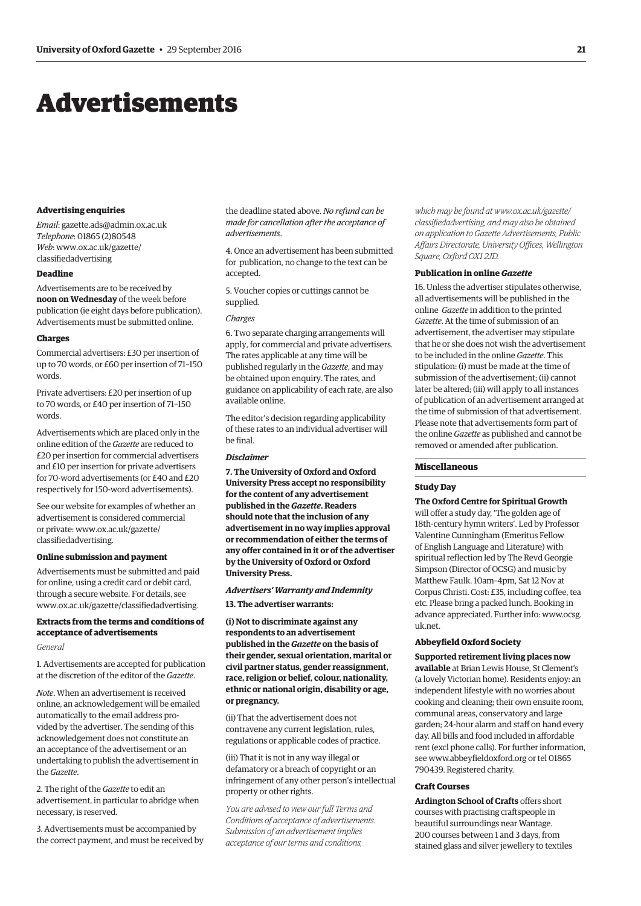# Advertisements

### Advertising enquiries

*Email*: gazette.ads@admin.ox.ac.uk
*Telephone*: 01865 (2)80548
*Web*: www.ox.ac.uk/gazette/classifiedadvertising

### Deadline

Advertisements are to be received by **noon on Wednesday** of the week before publication (ie eight days before publication). Advertisements must be submitted online.

### Charges

Commercial advertisers: £30 per insertion of up to 70 words, or £60 per insertion of 71–150 words.

Private advertisers: £20 per insertion of up to 70 words, or £40 per insertion of 71–150 words.

Advertisements which are placed only in the online edition of the *Gazette* are reduced to £20 per insertion for commercial advertisers and £10 per insertion for private advertisers for 70-word advertisements (or £40 and £20 respectively for 150-word advertisements).

See our website for examples of whether an advertisement is considered commercial or private: www.ox.ac.uk/gazette/classifiedadvertising.

### Online submission and payment

Advertisements must be submitted and paid for online, using a credit card or debit card, through a secure website. For details, see www.ox.ac.uk/gazette/classifiedadvertising.

### Extracts from the terms and conditions of acceptance of advertisements

*General*

1. Advertisements are accepted for publication at the discretion of the editor of the *Gazette*.

*Note*. When an advertisement is received online, an acknowledgement will be emailed automatically to the email address provided by the advertiser. The sending of this acknowledgement does not constitute an an acceptance of the advertisement or an undertaking to publish the advertisement in the *Gazette*.

2. The right of the *Gazette* to edit an advertisement, in particular to abridge when necessary, is reserved.

3. Advertisements must be accompanied by the correct payment, and must be received by the deadline stated above. *No refund can be made for cancellation after the acceptance of advertisements*.

4. Once an advertisement has been submitted for publication, no change to the text can be accepted.

5. Voucher copies or cuttings cannot be supplied.

*Charges*

6. Two separate charging arrangements will apply, for commercial and private advertisers. The rates applicable at any time will be published regularly in the *Gazette*, and may be obtained upon enquiry. The rates, and guidance on applicability of each rate, are also available online.

The editor's decision regarding applicability of these rates to an individual advertiser will be final.

***Disclaimer***

**7. The University of Oxford and Oxford University Press accept no responsibility for the content of any advertisement published in the *Gazette*. Readers should note that the inclusion of any advertisement in no way implies approval or recommendation of either the terms of any offer contained in it or of the advertiser by the University of Oxford or Oxford University Press.**

***Advertisers' Warranty and Indemnity***

**13. The advertiser warrants:**

**(i) Not to discriminate against any respondents to an advertisement published in the *Gazette* on the basis of their gender, sexual orientation, marital or civil partner status, gender reassignment, race, religion or belief, colour, nationality, ethnic or national origin, disability or age, or pregnancy.**

(ii) That the advertisement does not contravene any current legislation, rules, regulations or applicable codes of practice.

(iii) That it is not in any way illegal or defamatory or a breach of copyright or an infringement of any other person's intellectual property or other rights.

*You are advised to view our full Terms and Conditions of acceptance of advertisements. Submission of an advertisement implies acceptance of our terms and conditions, which may be found at www.ox.ac.uk/gazette/classifiedadvertising, and may also be obtained on application to Gazette Advertisements, Public Affairs Directorate, University Offices, Wellington Square, Oxford OX1 2JD.*

### Publication in online *Gazette*

16. Unless the advertiser stipulates otherwise, all advertisements will be published in the online *Gazette* in addition to the printed *Gazette*. At the time of submission of an advertisement, the advertiser may stipulate that he or she does not wish the advertisement to be included in the online *Gazette*. This stipulation: (i) must be made at the time of submission of the advertisement; (ii) cannot later be altered; (iii) will apply to all instances of publication of an advertisement arranged at the time of submission of that advertisement. Please note that advertisements form part of the online *Gazette* as published and cannot be removed or amended after publication.

## Miscellaneous

### Study Day

**The Oxford Centre for Spiritual Growth** will offer a study day, 'The golden age of 18th-century hymn writers'. Led by Professor Valentine Cunningham (Emeritus Fellow of English Language and Literature) with spiritual reflection led by The Revd Georgie Simpson (Director of OCSG) and music by Matthew Faulk. 10am–4pm, Sat 12 Nov at Corpus Christi. Cost: £35, including coffee, tea etc. Please bring a packed lunch. Booking in advance appreciated. Further info: www.ocsg.uk.net.

### Abbeyfield Oxford Society

**Supported retirement living places now available** at Brian Lewis House, St Clement's (a lovely Victorian home). Residents enjoy: an independent lifestyle with no worries about cooking and cleaning; their own ensuite room, communal areas, conservatory and large garden; 24-hour alarm and staff on hand every day. All bills and food included in affordable rent (excl phone calls). For further information, see www.abbeyfieldoxford.org or tel 01865 790439. Registered charity.

### Craft Courses

**Ardington School of Crafts** offers short courses with practising craftspeople in beautiful surroundings near Wantage. 200 courses between 1 and 3 days, from stained glass and silver jewellery to textiles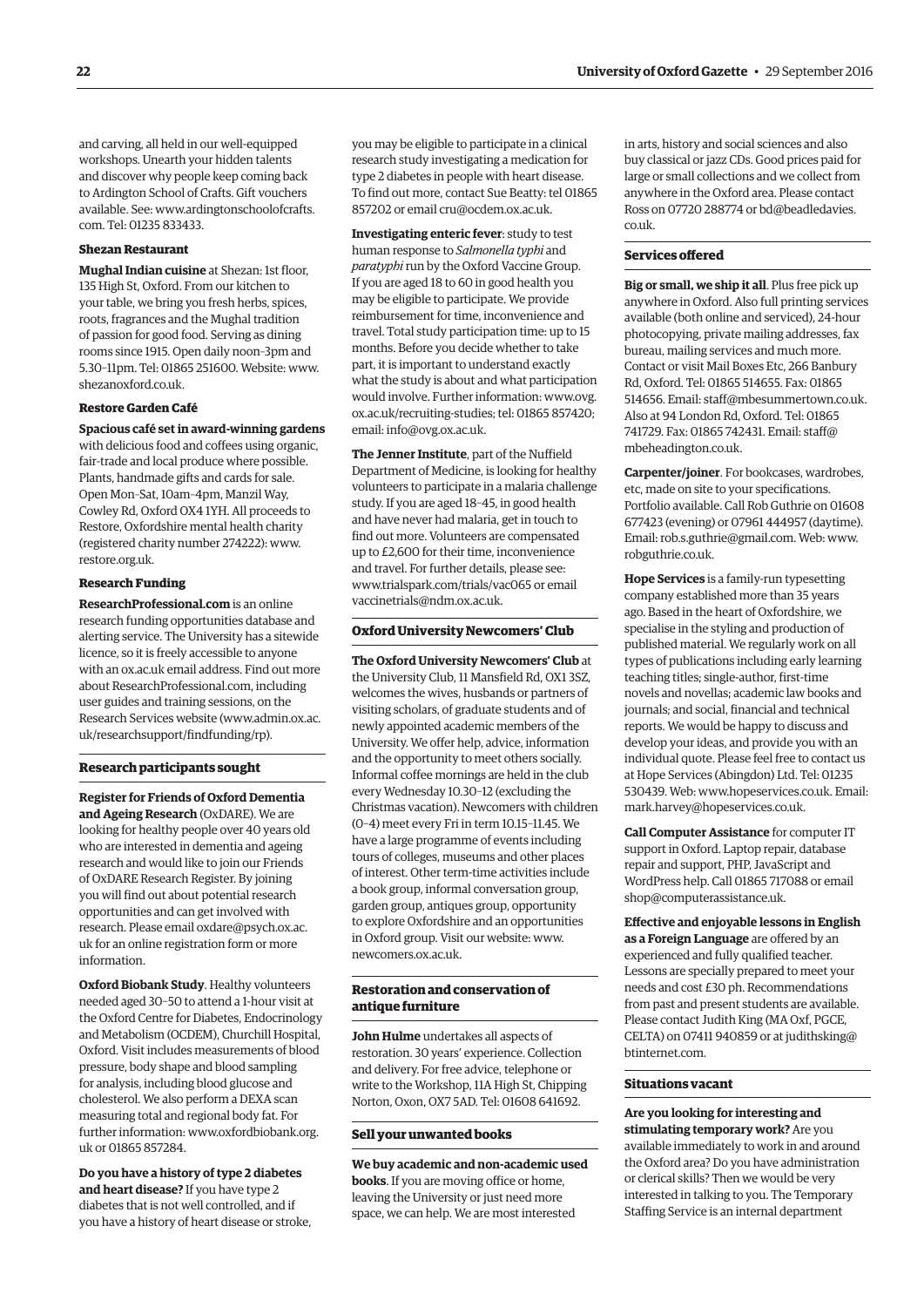and carving, all held in our well-equipped workshops. Unearth your hidden talents and discover why people keep coming back to Ardington School of Crafts. Gift vouchers available. See: www.ardingtonschoolofcrafts.com. Tel: 01235 833433.

#### Shezan Restaurant

**Mughal Indian cuisine** at Shezan: 1st floor, 135 High St, Oxford. From our kitchen to your table, we bring you fresh herbs, spices, roots, fragrances and the Mughal tradition of passion for good food. Serving as dining rooms since 1915. Open daily noon–3pm and 5.30–11pm. Tel: 01865 251600. Website: www.shezanoxford.co.uk.

#### Restore Garden Café

**Spacious café set in award-winning gardens** with delicious food and coffees using organic, fair-trade and local produce where possible. Plants, handmade gifts and cards for sale. Open Mon–Sat, 10am–4pm, Manzil Way, Cowley Rd, Oxford OX4 1YH. All proceeds to Restore, Oxfordshire mental health charity (registered charity number 274222): www.restore.org.uk.

#### Research Funding

**ResearchProfessional.com** is an online research funding opportunities database and alerting service. The University has a sitewide licence, so it is freely accessible to anyone with an ox.ac.uk email address. Find out more about ResearchProfessional.com, including user guides and training sessions, on the Research Services website (www.admin.ox.ac.uk/researchsupport/findfunding/rp).

### Research participants sought

**Register for Friends of Oxford Dementia and Ageing Research** (OxDARE). We are looking for healthy people over 40 years old who are interested in dementia and ageing research and would like to join our Friends of OxDARE Research Register. By joining you will find out about potential research opportunities and can get involved with research. Please email oxdare@psych.ox.ac.uk for an online registration form or more information.

**Oxford Biobank Study**. Healthy volunteers needed aged 30–50 to attend a 1-hour visit at the Oxford Centre for Diabetes, Endocrinology and Metabolism (OCDEM), Churchill Hospital, Oxford. Visit includes measurements of blood pressure, body shape and blood sampling for analysis, including blood glucose and cholesterol. We also perform a DEXA scan measuring total and regional body fat. For further information: www.oxfordbiobank.org.uk or 01865 857284.

**Do you have a history of type 2 diabetes and heart disease?** If you have type 2 diabetes that is not well controlled, and if you have a history of heart disease or stroke, you may be eligible to participate in a clinical research study investigating a medication for type 2 diabetes in people with heart disease. To find out more, contact Sue Beatty: tel 01865 857202 or email cru@ocdem.ox.ac.uk.

**Investigating enteric fever**: study to test human response to *Salmonella typhi* and *paratyphi* run by the Oxford Vaccine Group. If you are aged 18 to 60 in good health you may be eligible to participate. We provide reimbursement for time, inconvenience and travel. Total study participation time: up to 15 months. Before you decide whether to take part, it is important to understand exactly what the study is about and what participation would involve. Further information: www.ovg.ox.ac.uk/recruiting-studies; tel: 01865 857420; email: info@ovg.ox.ac.uk.

**The Jenner Institute**, part of the Nuffield Department of Medicine, is looking for healthy volunteers to participate in a malaria challenge study. If you are aged 18–45, in good health and have never had malaria, get in touch to find out more. Volunteers are compensated up to £2,600 for their time, inconvenience and travel. For further details, please see: www.trialspark.com/trials/vac065 or email vaccinetrials@ndm.ox.ac.uk.

### Oxford University Newcomers' Club

**The Oxford University Newcomers' Club** at the University Club, 11 Mansfield Rd, OX1 3SZ, welcomes the wives, husbands or partners of visiting scholars, of graduate students and of newly appointed academic members of the University. We offer help, advice, information and the opportunity to meet others socially. Informal coffee mornings are held in the club every Wednesday 10.30–12 (excluding the Christmas vacation). Newcomers with children (0–4) meet every Fri in term 10.15–11.45. We have a large programme of events including tours of colleges, museums and other places of interest. Other term-time activities include a book group, informal conversation group, garden group, antiques group, opportunity to explore Oxfordshire and an opportunities in Oxford group. Visit our website: www.newcomers.ox.ac.uk.

### Restoration and conservation of antique furniture

**John Hulme** undertakes all aspects of restoration. 30 years' experience. Collection and delivery. For free advice, telephone or write to the Workshop, 11A High St, Chipping Norton, Oxon, OX7 5AD. Tel: 01608 641692.

### Sell your unwanted books

**We buy academic and non-academic used books**. If you are moving office or home, leaving the University or just need more space, we can help. We are most interested in arts, history and social sciences and also buy classical or jazz CDs. Good prices paid for large or small collections and we collect from anywhere in the Oxford area. Please contact Ross on 07720 288774 or bd@beadledavies.co.uk.

### Services offered

**Big or small, we ship it all**. Plus free pick up anywhere in Oxford. Also full printing services available (both online and serviced), 24-hour photocopying, private mailing addresses, fax bureau, mailing services and much more. Contact or visit Mail Boxes Etc, 266 Banbury Rd, Oxford. Tel: 01865 514655. Fax: 01865 514656. Email: staff@mbesummertown.co.uk. Also at 94 London Rd, Oxford. Tel: 01865 741729. Fax: 01865 742431. Email: staff@mbeheadington.co.uk.

**Carpenter/joiner**. For bookcases, wardrobes, etc, made on site to your specifications. Portfolio available. Call Rob Guthrie on 01608 677423 (evening) or 07961 444957 (daytime). Email: rob.s.guthrie@gmail.com. Web: www.robguthrie.co.uk.

**Hope Services** is a family-run typesetting company established more than 35 years ago. Based in the heart of Oxfordshire, we specialise in the styling and production of published material. We regularly work on all types of publications including early learning teaching titles; single-author, first-time novels and novellas; academic law books and journals; and social, financial and technical reports. We would be happy to discuss and develop your ideas, and provide you with an individual quote. Please feel free to contact us at Hope Services (Abingdon) Ltd. Tel: 01235 530439. Web: www.hopeservices.co.uk. Email: mark.harvey@hopeservices.co.uk.

**Call Computer Assistance** for computer IT support in Oxford. Laptop repair, database repair and support, PHP, JavaScript and WordPress help. Call 01865 717088 or email shop@computerassistance.uk.

**Effective and enjoyable lessons in English as a Foreign Language** are offered by an experienced and fully qualified teacher. Lessons are specially prepared to meet your needs and cost £30 ph. Recommendations from past and present students are available. Please contact Judith King (MA Oxf, PGCE, CELTA) on 07411 940859 or at judithsking@btinternet.com.

### Situations vacant

**Are you looking for interesting and stimulating temporary work?** Are you available immediately to work in and around the Oxford area? Do you have administration or clerical skills? Then we would be very interested in talking to you. The Temporary Staffing Service is an internal department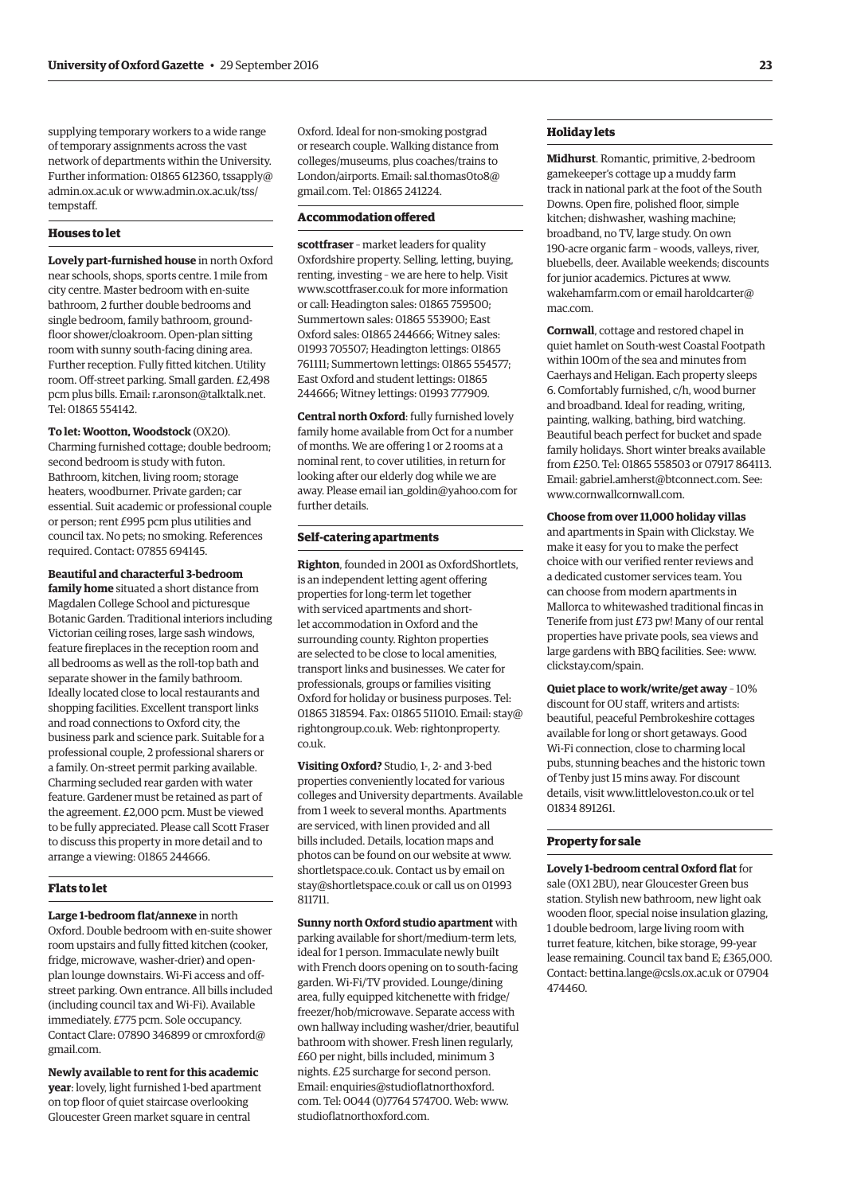supplying temporary workers to a wide range of temporary assignments across the vast network of departments within the University. Further information: 01865 612360, tssapply@admin.ox.ac.uk or www.admin.ox.ac.uk/tss/tempstaff.

### Houses to let

**Lovely part-furnished house** in north Oxford near schools, shops, sports centre. 1 mile from city centre. Master bedroom with en-suite bathroom, 2 further double bedrooms and single bedroom, family bathroom, ground-floor shower/cloakroom. Open-plan sitting room with sunny south-facing dining area. Further reception. Fully fitted kitchen. Utility room. Off-street parking. Small garden. £2,498 pcm plus bills. Email: r.aronson@talktalk.net. Tel: 01865 554142.

**To let: Wootton, Woodstock** (OX20). Charming furnished cottage; double bedroom; second bedroom is study with futon. Bathroom, kitchen, living room; storage heaters, woodburner. Private garden; car essential. Suit academic or professional couple or person; rent £995 pcm plus utilities and council tax. No pets; no smoking. References required. Contact: 07855 694145.

**Beautiful and characterful 3-bedroom family home** situated a short distance from Magdalen College School and picturesque Botanic Garden. Traditional interiors including Victorian ceiling roses, large sash windows, feature fireplaces in the reception room and all bedrooms as well as the roll-top bath and separate shower in the family bathroom. Ideally located close to local restaurants and shopping facilities. Excellent transport links and road connections to Oxford city, the business park and science park. Suitable for a professional couple, 2 professional sharers or a family. On-street permit parking available. Charming secluded rear garden with water feature. Gardener must be retained as part of the agreement. £2,000 pcm. Must be viewed to be fully appreciated. Please call Scott Fraser to discuss this property in more detail and to arrange a viewing: 01865 244666.

### Flats to let

**Large 1-bedroom flat/annexe** in north Oxford. Double bedroom with en-suite shower room upstairs and fully fitted kitchen (cooker, fridge, microwave, washer-drier) and open-plan lounge downstairs. Wi-Fi access and off-street parking. Own entrance. All bills included (including council tax and Wi-Fi). Available immediately. £775 pcm. Sole occupancy. Contact Clare: 07890 346899 or cmroxford@gmail.com.

**Newly available to rent for this academic year**: lovely, light furnished 1-bed apartment on top floor of quiet staircase overlooking Gloucester Green market square in central Oxford. Ideal for non-smoking postgrad or research couple. Walking distance from colleges/museums, plus coaches/trains to London/airports. Email: sal.thomas0to8@gmail.com. Tel: 01865 241224.

### Accommodation offered

**scottfraser** – market leaders for quality Oxfordshire property. Selling, letting, buying, renting, investing – we are here to help. Visit www.scottfraser.co.uk for more information or call: Headington sales: 01865 759500; Summertown sales: 01865 553900; East Oxford sales: 01865 244666; Witney sales: 01993 705507; Headington lettings: 01865 761111; Summertown lettings: 01865 554577; East Oxford and student lettings: 01865 244666; Witney lettings: 01993 777909.

**Central north Oxford**: fully furnished lovely family home available from Oct for a number of months. We are offering 1 or 2 rooms at a nominal rent, to cover utilities, in return for looking after our elderly dog while we are away. Please email ian_goldin@yahoo.com for further details.

### Self-catering apartments

**Righton**, founded in 2001 as OxfordShortlets, is an independent letting agent offering properties for long-term let together with serviced apartments and short-let accommodation in Oxford and the surrounding county. Righton properties are selected to be close to local amenities, transport links and businesses. We cater for professionals, groups or families visiting Oxford for holiday or business purposes. Tel: 01865 318594. Fax: 01865 511010. Email: stay@rightongroup.co.uk. Web: rightonproperty.co.uk.

**Visiting Oxford?** Studio, 1-, 2- and 3-bed properties conveniently located for various colleges and University departments. Available from 1 week to several months. Apartments are serviced, with linen provided and all bills included. Details, location maps and photos can be found on our website at www.shortletspace.co.uk. Contact us by email on stay@shortletspace.co.uk or call us on 01993 811711.

**Sunny north Oxford studio apartment** with parking available for short/medium-term lets, ideal for 1 person. Immaculate newly built with French doors opening on to south-facing garden. Wi-Fi/TV provided. Lounge/dining area, fully equipped kitchenette with fridge/freezer/hob/microwave. Separate access with own hallway including washer/drier, beautiful bathroom with shower. Fresh linen regularly, £60 per night, bills included, minimum 3 nights. £25 surcharge for second person. Email: enquiries@studioflatnorthoxford.com. Tel: 0044 (0)7764 574700. Web: www.studioflatnorthoxford.com.

### Holiday lets

**Midhurst**. Romantic, primitive, 2-bedroom gamekeeper's cottage up a muddy farm track in national park at the foot of the South Downs. Open fire, polished floor, simple kitchen; dishwasher, washing machine; broadband, no TV, large study. On own 190-acre organic farm – woods, valleys, river, bluebells, deer. Available weekends; discounts for junior academics. Pictures at www.wakehamfarm.com or email haroldcarter@mac.com.

**Cornwall**, cottage and restored chapel in quiet hamlet on South-west Coastal Footpath within 100m of the sea and minutes from Caerhays and Heligan. Each property sleeps 6. Comfortably furnished, c/h, wood burner and broadband. Ideal for reading, writing, painting, walking, bathing, bird watching. Beautiful beach perfect for bucket and spade family holidays. Short winter breaks available from £250. Tel: 01865 558503 or 07917 864113. Email: gabriel.amherst@btconnect.com. See: www.cornwallcornwall.com.

**Choose from over 11,000 holiday villas** and apartments in Spain with Clickstay. We make it easy for you to make the perfect choice with our verified renter reviews and a dedicated customer services team. You can choose from modern apartments in Mallorca to whitewashed traditional fincas in Tenerife from just £73 pw! Many of our rental properties have private pools, sea views and large gardens with BBQ facilities. See: www.clickstay.com/spain.

**Quiet place to work/write/get away** – 10% discount for OU staff, writers and artists: beautiful, peaceful Pembrokeshire cottages available for long or short getaways. Good Wi-Fi connection, close to charming local pubs, stunning beaches and the historic town of Tenby just 15 mins away. For discount details, visit www.littleloveston.co.uk or tel 01834 891261.

### Property for sale

**Lovely 1-bedroom central Oxford flat** for sale (OX1 2BU), near Gloucester Green bus station. Stylish new bathroom, new light oak wooden floor, special noise insulation glazing, 1 double bedroom, large living room with turret feature, kitchen, bike storage, 99-year lease remaining. Council tax band E; £365,000. Contact: bettina.lange@csls.ox.ac.uk or 07904 474460.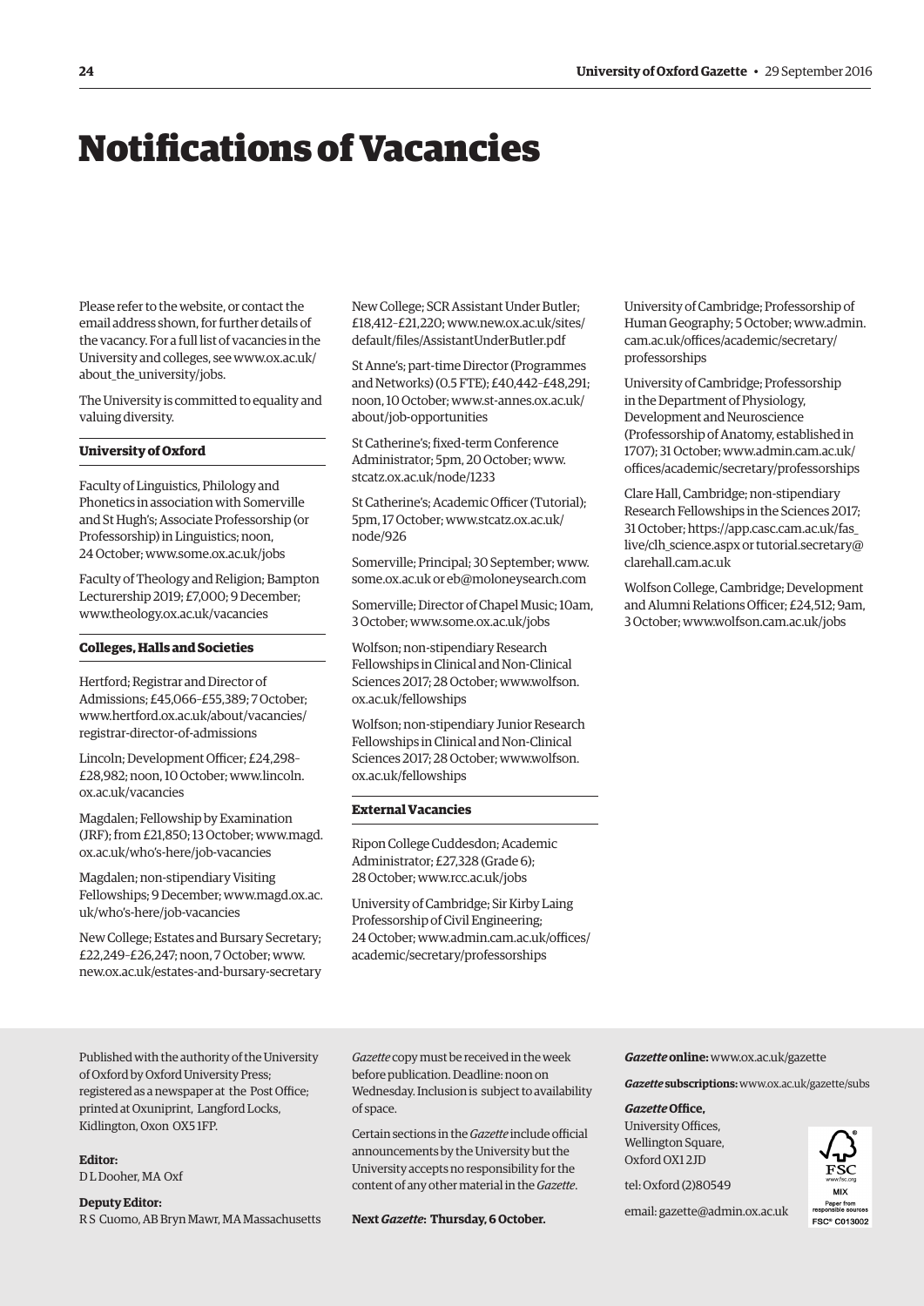# Notifications of Vacancies

Please refer to the website, or contact the email address shown, for further details of the vacancy. For a full list of vacancies in the University and colleges, see www.ox.ac.uk/about_the_university/jobs.

The University is committed to equality and valuing diversity.

### University of Oxford

Faculty of Linguistics, Philology and Phonetics in association with Somerville and St Hugh's; Associate Professorship (or Professorship) in Linguistics; noon, 24 October; www.some.ox.ac.uk/jobs

Faculty of Theology and Religion; Bampton Lecturership 2019; £7,000; 9 December; www.theology.ox.ac.uk/vacancies

### Colleges, Halls and Societies

Hertford; Registrar and Director of Admissions; £45,066–£55,389; 7 October; www.hertford.ox.ac.uk/about/vacancies/registrar-director-of-admissions

Lincoln; Development Officer; £24,298–£28,982; noon, 10 October; www.lincoln.ox.ac.uk/vacancies

Magdalen; Fellowship by Examination (JRF); from £21,850; 13 October; www.magd.ox.ac.uk/who's-here/job-vacancies

Magdalen; non-stipendiary Visiting Fellowships; 9 December; www.magd.ox.ac.uk/who's-here/job-vacancies

New College; Estates and Bursary Secretary; £22,249–£26,247; noon, 7 October; www.new.ox.ac.uk/estates-and-bursary-secretary

New College; SCR Assistant Under Butler; £18,412–£21,220; www.new.ox.ac.uk/sites/default/files/AssistantUnderButler.pdf

St Anne's; part-time Director (Programmes and Networks) (0.5 FTE); £40,442–£48,291; noon, 10 October; www.st-annes.ox.ac.uk/about/job-opportunities

St Catherine's; fixed-term Conference Administrator; 5pm, 20 October; www.stcatz.ox.ac.uk/node/1233

St Catherine's; Academic Officer (Tutorial); 5pm, 17 October; www.stcatz.ox.ac.uk/node/926

Somerville; Principal; 30 September; www.some.ox.ac.uk or eb@moloneysearch.com

Somerville; Director of Chapel Music; 10am, 3 October; www.some.ox.ac.uk/jobs

Wolfson; non-stipendiary Research Fellowships in Clinical and Non-Clinical Sciences 2017; 28 October; www.wolfson.ox.ac.uk/fellowships

Wolfson; non-stipendiary Junior Research Fellowships in Clinical and Non-Clinical Sciences 2017; 28 October; www.wolfson.ox.ac.uk/fellowships

### External Vacancies

Ripon College Cuddesdon; Academic Administrator; £27,328 (Grade 6); 28 October; www.rcc.ac.uk/jobs

University of Cambridge; Sir Kirby Laing Professorship of Civil Engineering; 24 October; www.admin.cam.ac.uk/offices/academic/secretary/professorships

University of Cambridge; Professorship of Human Geography; 5 October; www.admin.cam.ac.uk/offices/academic/secretary/professorships

University of Cambridge; Professorship in the Department of Physiology, Development and Neuroscience (Professorship of Anatomy, established in 1707); 31 October; www.admin.cam.ac.uk/offices/academic/secretary/professorships

Clare Hall, Cambridge; non-stipendiary Research Fellowships in the Sciences 2017; 31 October; https://app.casc.cam.ac.uk/fas_live/clh_science.aspx or tutorial.secretary@clarehall.cam.ac.uk

Wolfson College, Cambridge; Development and Alumni Relations Officer; £24,512; 9am, 3 October; www.wolfson.cam.ac.uk/jobs

---

Published with the authority of the University of Oxford by Oxford University Press; registered as a newspaper at the Post Office; printed at Oxuniprint, Langford Locks, Kidlington, Oxon OX5 1FP.

**Editor:**
D L Dooher, MA Oxf

**Deputy Editor:**
R S Cuomo, AB Bryn Mawr, MA Massachusetts

*Gazette* copy must be received in the week before publication. Deadline: noon on Wednesday. Inclusion is subject to availability of space.

Certain sections in the *Gazette* include official announcements by the University but the University accepts no responsibility for the content of any other material in the *Gazette*.

**Next *Gazette*: Thursday, 6 October.**

***Gazette* online:** www.ox.ac.uk/gazette

***Gazette* subscriptions:** www.ox.ac.uk/gazette/subs

***Gazette* Office,**
University Offices,
Wellington Square,
Oxford OX1 2JD

tel: Oxford (2)80549

email: gazette@admin.ox.ac.uk

FSC MIX Paper from responsible sources FSC® C013002